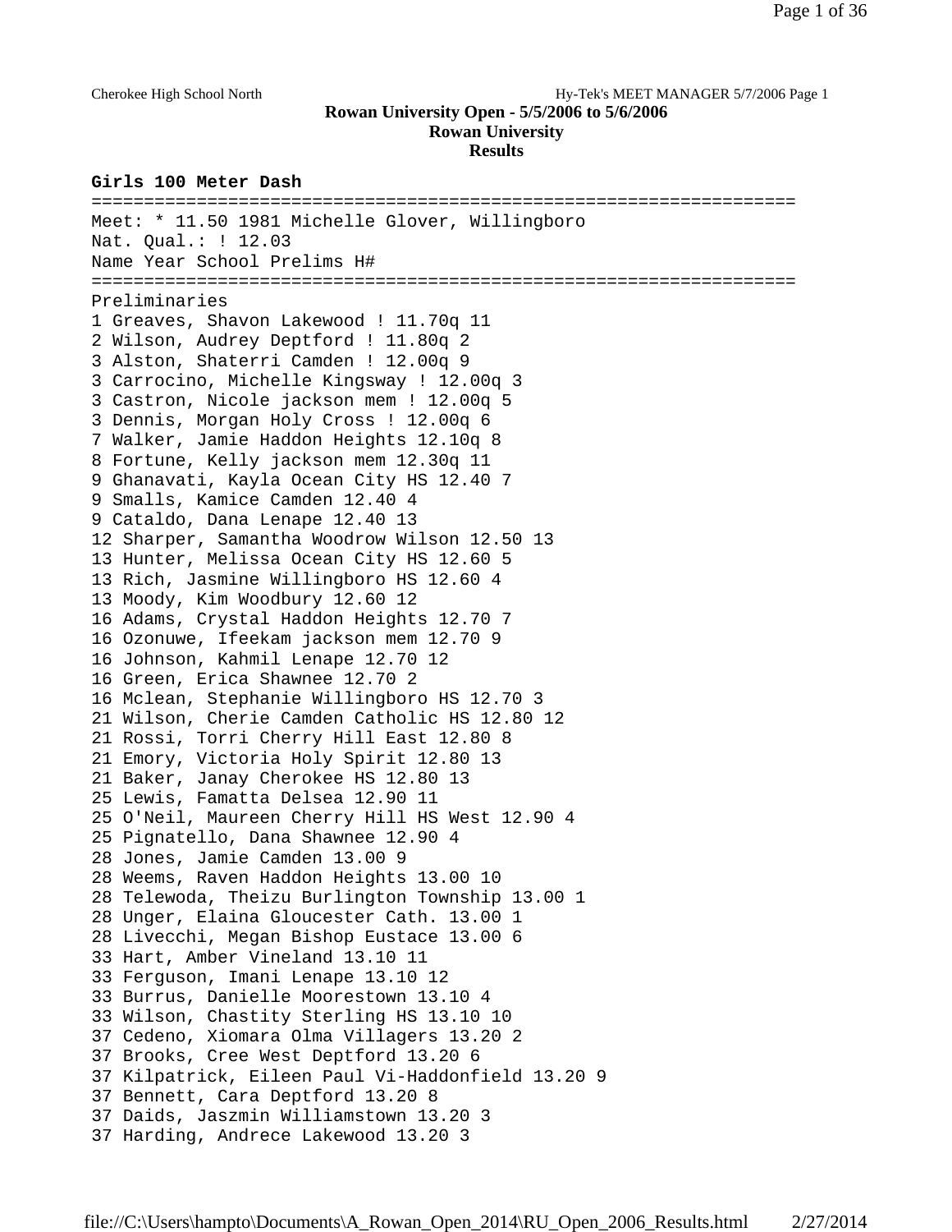Cherokee High School North Hy-Tek's MEET MANAGER 5/7/2006 Page 1

**Rowan University Open - 5/5/2006 to 5/6/2006**
**Rowan University**
**Results**

**Girls 100 Meter Dash**

```
===================================================================
Meet: * 11.50 1981 Michelle Glover, Willingboro
Nat. Qual.: ! 12.03
Name Year School Prelims H#
===================================================================
Preliminaries
1 Greaves, Shavon Lakewood ! 11.70q 11
2 Wilson, Audrey Deptford ! 11.80q 2
3 Alston, Shaterri Camden ! 12.00q 9
3 Carrocino, Michelle Kingsway ! 12.00q 3
3 Castron, Nicole jackson mem ! 12.00q 5
3 Dennis, Morgan Holy Cross ! 12.00q 6
7 Walker, Jamie Haddon Heights 12.10q 8
8 Fortune, Kelly jackson mem 12.30q 11
9 Ghanavati, Kayla Ocean City HS 12.40 7
9 Smalls, Kamice Camden 12.40 4
9 Cataldo, Dana Lenape 12.40 13
12 Sharper, Samantha Woodrow Wilson 12.50 13
13 Hunter, Melissa Ocean City HS 12.60 5
13 Rich, Jasmine Willingboro HS 12.60 4
13 Moody, Kim Woodbury 12.60 12
16 Adams, Crystal Haddon Heights 12.70 7
16 Ozonuwe, Ifeekam jackson mem 12.70 9
16 Johnson, Kahmil Lenape 12.70 12
16 Green, Erica Shawnee 12.70 2
16 Mclean, Stephanie Willingboro HS 12.70 3
21 Wilson, Cherie Camden Catholic HS 12.80 12
21 Rossi, Torri Cherry Hill East 12.80 8
21 Emory, Victoria Holy Spirit 12.80 13
21 Baker, Janay Cherokee HS 12.80 13
25 Lewis, Famatta Delsea 12.90 11
25 O'Neil, Maureen Cherry Hill HS West 12.90 4
25 Pignatello, Dana Shawnee 12.90 4
28 Jones, Jamie Camden 13.00 9
28 Weems, Raven Haddon Heights 13.00 10
28 Telewoda, Theizu Burlington Township 13.00 1
28 Unger, Elaina Gloucester Cath. 13.00 1
28 Livecchi, Megan Bishop Eustace 13.00 6
33 Hart, Amber Vineland 13.10 11
33 Ferguson, Imani Lenape 13.10 12
33 Burrus, Danielle Moorestown 13.10 4
33 Wilson, Chastity Sterling HS 13.10 10
37 Cedeno, Xiomara Olma Villagers 13.20 2
37 Brooks, Cree West Deptford 13.20 6
37 Kilpatrick, Eileen Paul Vi-Haddonfield 13.20 9
37 Bennett, Cara Deptford 13.20 8
37 Daids, Jaszmin Williamstown 13.20 3
37 Harding, Andrece Lakewood 13.20 3
```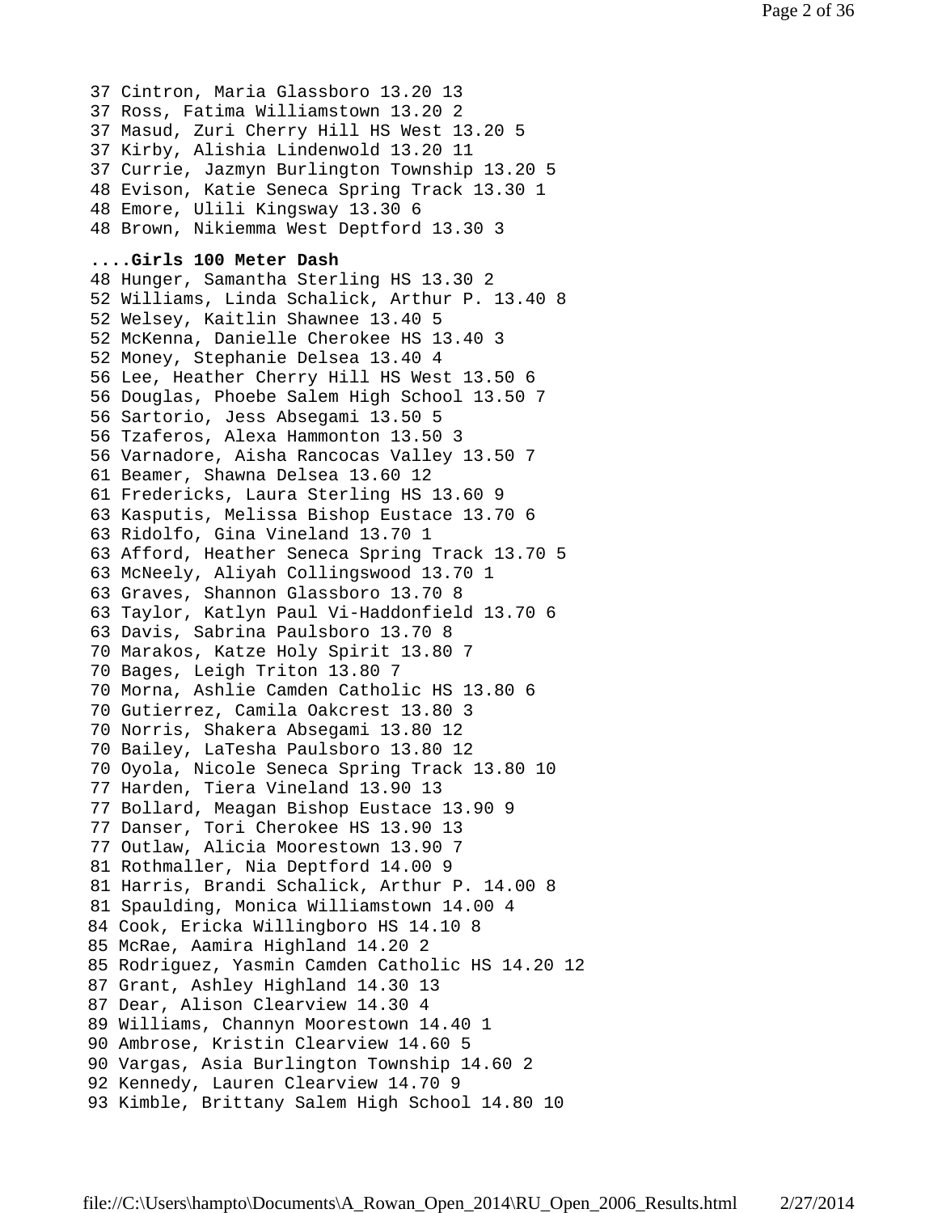37 Cintron, Maria Glassboro 13.20 13
37 Ross, Fatima Williamstown 13.20 2
37 Masud, Zuri Cherry Hill HS West 13.20 5
37 Kirby, Alishia Lindenwold 13.20 11
37 Currie, Jazmyn Burlington Township 13.20 5
48 Evison, Katie Seneca Spring Track 13.30 1
48 Emore, Ulili Kingsway 13.30 6
48 Brown, Nikiemma West Deptford 13.30 3

**....Girls 100 Meter Dash**

48 Hunger, Samantha Sterling HS 13.30 2
52 Williams, Linda Schalick, Arthur P. 13.40 8
52 Welsey, Kaitlin Shawnee 13.40 5
52 McKenna, Danielle Cherokee HS 13.40 3
52 Money, Stephanie Delsea 13.40 4
56 Lee, Heather Cherry Hill HS West 13.50 6
56 Douglas, Phoebe Salem High School 13.50 7
56 Sartorio, Jess Absegami 13.50 5
56 Tzaferos, Alexa Hammonton 13.50 3
56 Varnadore, Aisha Rancocas Valley 13.50 7
61 Beamer, Shawna Delsea 13.60 12
61 Fredericks, Laura Sterling HS 13.60 9
63 Kasputis, Melissa Bishop Eustace 13.70 6
63 Ridolfo, Gina Vineland 13.70 1
63 Afford, Heather Seneca Spring Track 13.70 5
63 McNeely, Aliyah Collingswood 13.70 1
63 Graves, Shannon Glassboro 13.70 8
63 Taylor, Katlyn Paul Vi-Haddonfield 13.70 6
63 Davis, Sabrina Paulsboro 13.70 8
70 Marakos, Katze Holy Spirit 13.80 7
70 Bages, Leigh Triton 13.80 7
70 Morna, Ashlie Camden Catholic HS 13.80 6
70 Gutierrez, Camila Oakcrest 13.80 3
70 Norris, Shakera Absegami 13.80 12
70 Bailey, LaTesha Paulsboro 13.80 12
70 Oyola, Nicole Seneca Spring Track 13.80 10
77 Harden, Tiera Vineland 13.90 13
77 Bollard, Meagan Bishop Eustace 13.90 9
77 Danser, Tori Cherokee HS 13.90 13
77 Outlaw, Alicia Moorestown 13.90 7
81 Rothmaller, Nia Deptford 14.00 9
81 Harris, Brandi Schalick, Arthur P. 14.00 8
81 Spaulding, Monica Williamstown 14.00 4
84 Cook, Ericka Willingboro HS 14.10 8
85 McRae, Aamira Highland 14.20 2
85 Rodriguez, Yasmin Camden Catholic HS 14.20 12
87 Grant, Ashley Highland 14.30 13
87 Dear, Alison Clearview 14.30 4
89 Williams, Channyn Moorestown 14.40 1
90 Ambrose, Kristin Clearview 14.60 5
90 Vargas, Asia Burlington Township 14.60 2
92 Kennedy, Lauren Clearview 14.70 9
93 Kimble, Brittany Salem High School 14.80 10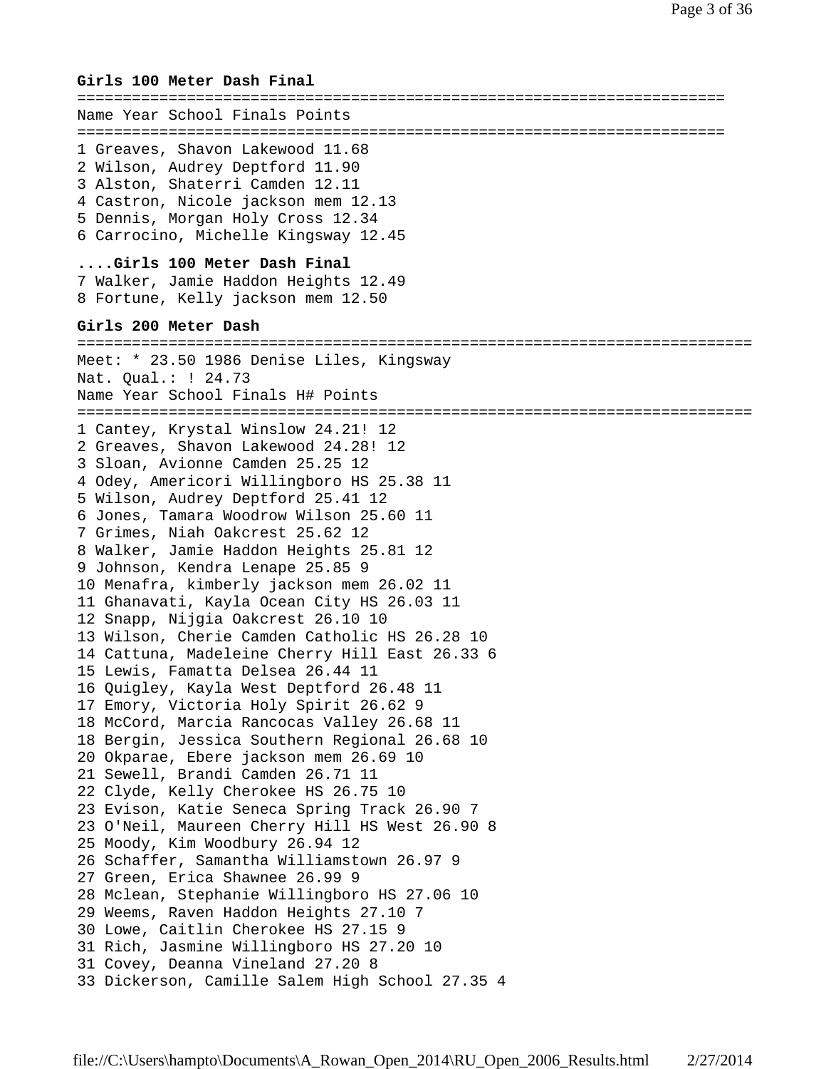**Girls 100 Meter Dash Final**

| Place | Name | Year | School | Finals | Points |
|---|---|---|---|---|---|
| 1 | Greaves, Shavon | | Lakewood | 11.68 | |
| 2 | Wilson, Audrey | | Deptford | 11.90 | |
| 3 | Alston, Shaterri | | Camden | 12.11 | |
| 4 | Castron, Nicole | | jackson mem | 12.13 | |
| 5 | Dennis, Morgan | | Holy Cross | 12.34 | |
| 6 | Carrocino, Michelle | | Kingsway | 12.45 | |
| 7 | Walker, Jamie | | Haddon Heights | 12.49 | |
| 8 | Fortune, Kelly | | jackson mem | 12.50 | |

**Girls 200 Meter Dash**

Meet: * 23.50 1986 Denise Liles, Kingsway
Nat. Qual.: ! 24.73

| Place | Name | Year | School | Finals | H# | Points |
|---|---|---|---|---|---|---|
| 1 | Cantey, Krystal | | Winslow | 24.21! | 12 | |
| 2 | Greaves, Shavon | | Lakewood | 24.28! | 12 | |
| 3 | Sloan, Avionne | | Camden | 25.25 | 12 | |
| 4 | Odey, Americori | | Willingboro HS | 25.38 | 11 | |
| 5 | Wilson, Audrey | | Deptford | 25.41 | 12 | |
| 6 | Jones, Tamara | | Woodrow Wilson | 25.60 | 11 | |
| 7 | Grimes, Niah | | Oakcrest | 25.62 | 12 | |
| 8 | Walker, Jamie | | Haddon Heights | 25.81 | 12 | |
| 9 | Johnson, Kendra | | Lenape | 25.85 | 9 | |
| 10 | Menafra, kimberly | | jackson mem | 26.02 | 11 | |
| 11 | Ghanavati, Kayla | | Ocean City HS | 26.03 | 11 | |
| 12 | Snapp, Nijgia | | Oakcrest | 26.10 | 10 | |
| 13 | Wilson, Cherie | | Camden Catholic HS | 26.28 | 10 | |
| 14 | Cattuna, Madeleine | | Cherry Hill East | 26.33 | 6 | |
| 15 | Lewis, Famatta | | Delsea | 26.44 | 11 | |
| 16 | Quigley, Kayla | | West Deptford | 26.48 | 11 | |
| 17 | Emory, Victoria | | Holy Spirit | 26.62 | 9 | |
| 18 | McCord, Marcia | | Rancocas Valley | 26.68 | 11 | |
| 18 | Bergin, Jessica | | Southern Regional | 26.68 | 10 | |
| 20 | Okparae, Ebere | | jackson mem | 26.69 | 10 | |
| 21 | Sewell, Brandi | | Camden | 26.71 | 11 | |
| 22 | Clyde, Kelly | | Cherokee HS | 26.75 | 10 | |
| 23 | Evison, Katie | | Seneca Spring Track | 26.90 | 7 | |
| 23 | O'Neil, Maureen | | Cherry Hill HS West | 26.90 | 8 | |
| 25 | Moody, Kim | | Woodbury | 26.94 | 12 | |
| 26 | Schaffer, Samantha | | Williamstown | 26.97 | 9 | |
| 27 | Green, Erica | | Shawnee | 26.99 | 9 | |
| 28 | Mclean, Stephanie | | Willingboro HS | 27.06 | 10 | |
| 29 | Weems, Raven | | Haddon Heights | 27.10 | 7 | |
| 30 | Lowe, Caitlin | | Cherokee HS | 27.15 | 9 | |
| 31 | Rich, Jasmine | | Willingboro HS | 27.20 | 10 | |
| 31 | Covey, Deanna | | Vineland | 27.20 | 8 | |
| 33 | Dickerson, Camille | | Salem High School | 27.35 | 4 | |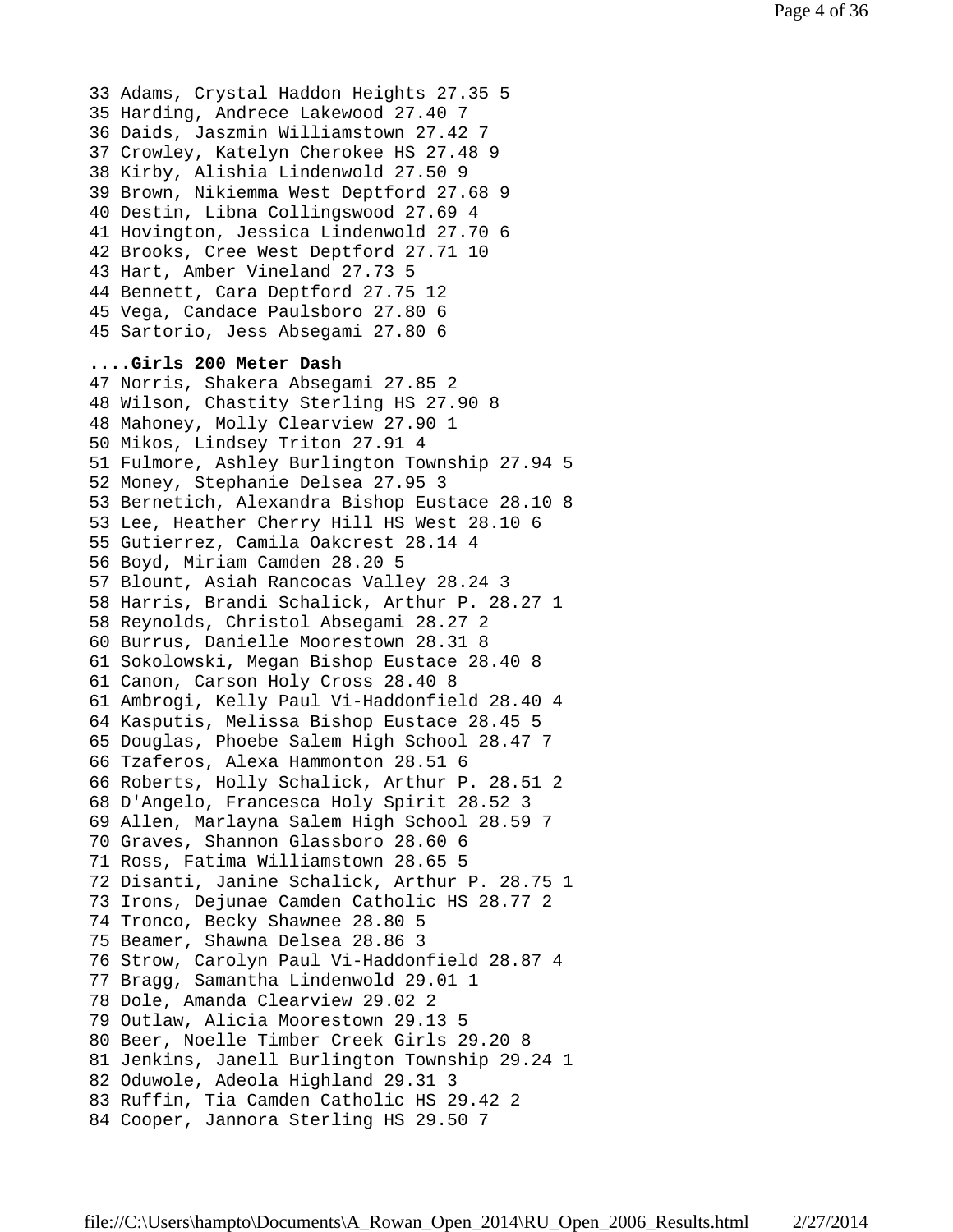```
33 Adams, Crystal Haddon Heights 27.35 5
35 Harding, Andrece Lakewood 27.40 7
36 Daids, Jaszmin Williamstown 27.42 7
37 Crowley, Katelyn Cherokee HS 27.48 9
38 Kirby, Alishia Lindenwold 27.50 9
39 Brown, Nikiemma West Deptford 27.68 9
40 Destin, Libna Collingswood 27.69 4
41 Hovington, Jessica Lindenwold 27.70 6
42 Brooks, Cree West Deptford 27.71 10
43 Hart, Amber Vineland 27.73 5
44 Bennett, Cara Deptford 27.75 12
45 Vega, Candace Paulsboro 27.80 6
45 Sartorio, Jess Absegami 27.80 6
```

**....Girls 200 Meter Dash**

```
47 Norris, Shakera Absegami 27.85 2
48 Wilson, Chastity Sterling HS 27.90 8
48 Mahoney, Molly Clearview 27.90 1
50 Mikos, Lindsey Triton 27.91 4
51 Fulmore, Ashley Burlington Township 27.94 5
52 Money, Stephanie Delsea 27.95 3
53 Bernetich, Alexandra Bishop Eustace 28.10 8
53 Lee, Heather Cherry Hill HS West 28.10 6
55 Gutierrez, Camila Oakcrest 28.14 4
56 Boyd, Miriam Camden 28.20 5
57 Blount, Asiah Rancocas Valley 28.24 3
58 Harris, Brandi Schalick, Arthur P. 28.27 1
58 Reynolds, Christol Absegami 28.27 2
60 Burrus, Danielle Moorestown 28.31 8
61 Sokolowski, Megan Bishop Eustace 28.40 8
61 Canon, Carson Holy Cross 28.40 8
61 Ambrogi, Kelly Paul Vi-Haddonfield 28.40 4
64 Kasputis, Melissa Bishop Eustace 28.45 5
65 Douglas, Phoebe Salem High School 28.47 7
66 Tzaferos, Alexa Hammonton 28.51 6
66 Roberts, Holly Schalick, Arthur P. 28.51 2
68 D'Angelo, Francesca Holy Spirit 28.52 3
69 Allen, Marlayna Salem High School 28.59 7
70 Graves, Shannon Glassboro 28.60 6
71 Ross, Fatima Williamstown 28.65 5
72 Disanti, Janine Schalick, Arthur P. 28.75 1
73 Irons, Dejunae Camden Catholic HS 28.77 2
74 Tronco, Becky Shawnee 28.80 5
75 Beamer, Shawna Delsea 28.86 3
76 Strow, Carolyn Paul Vi-Haddonfield 28.87 4
77 Bragg, Samantha Lindenwold 29.01 1
78 Dole, Amanda Clearview 29.02 2
79 Outlaw, Alicia Moorestown 29.13 5
80 Beer, Noelle Timber Creek Girls 29.20 8
81 Jenkins, Janell Burlington Township 29.24 1
82 Oduwole, Adeola Highland 29.31 3
83 Ruffin, Tia Camden Catholic HS 29.42 2
84 Cooper, Jannora Sterling HS 29.50 7
```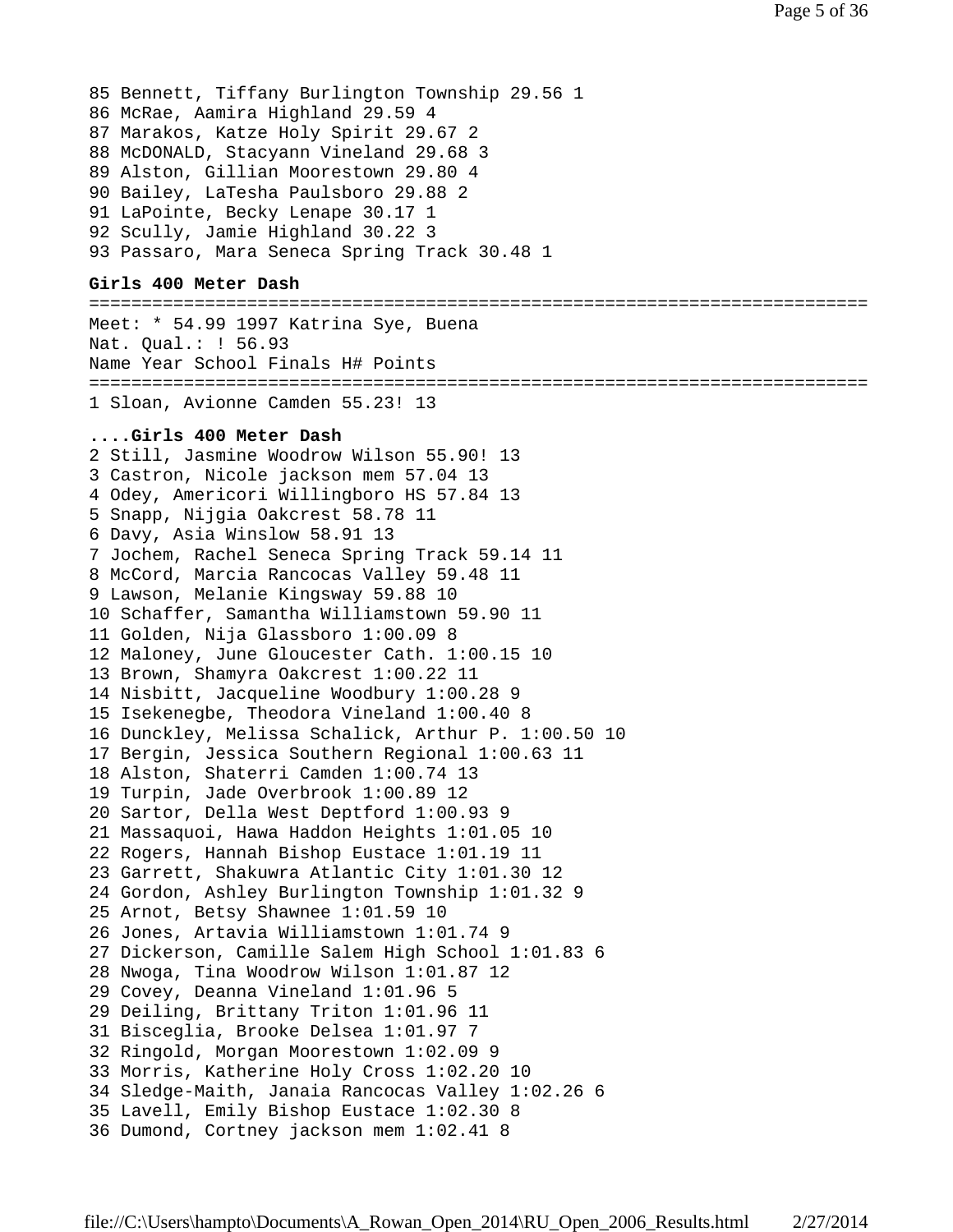85 Bennett, Tiffany Burlington Township 29.56 1
86 McRae, Aamira Highland 29.59 4
87 Marakos, Katze Holy Spirit 29.67 2
88 McDONALD, Stacyann Vineland 29.68 3
89 Alston, Gillian Moorestown 29.80 4
90 Bailey, LaTesha Paulsboro 29.88 2
91 LaPointe, Becky Lenape 30.17 1
92 Scully, Jamie Highland 30.22 3
93 Passaro, Mara Seneca Spring Track 30.48 1

**Girls 400 Meter Dash**

```
=========================================================================
Meet: * 54.99 1997 Katrina Sye, Buena
Nat. Qual.: ! 56.93
Name Year School Finals H# Points
=========================================================================
1 Sloan, Avionne Camden 55.23! 13
```

**....Girls 400 Meter Dash**

2 Still, Jasmine Woodrow Wilson 55.90! 13
3 Castron, Nicole jackson mem 57.04 13
4 Odey, Americori Willingboro HS 57.84 13
5 Snapp, Nijgia Oakcrest 58.78 11
6 Davy, Asia Winslow 58.91 13
7 Jochem, Rachel Seneca Spring Track 59.14 11
8 McCord, Marcia Rancocas Valley 59.48 11
9 Lawson, Melanie Kingsway 59.88 10
10 Schaffer, Samantha Williamstown 59.90 11
11 Golden, Nija Glassboro 1:00.09 8
12 Maloney, June Gloucester Cath. 1:00.15 10
13 Brown, Shamyra Oakcrest 1:00.22 11
14 Nisbitt, Jacqueline Woodbury 1:00.28 9
15 Isekenegbe, Theodora Vineland 1:00.40 8
16 Dunckley, Melissa Schalick, Arthur P. 1:00.50 10
17 Bergin, Jessica Southern Regional 1:00.63 11
18 Alston, Shaterri Camden 1:00.74 13
19 Turpin, Jade Overbrook 1:00.89 12
20 Sartor, Della West Deptford 1:00.93 9
21 Massaquoi, Hawa Haddon Heights 1:01.05 10
22 Rogers, Hannah Bishop Eustace 1:01.19 11
23 Garrett, Shakuwra Atlantic City 1:01.30 12
24 Gordon, Ashley Burlington Township 1:01.32 9
25 Arnot, Betsy Shawnee 1:01.59 10
26 Jones, Artavia Williamstown 1:01.74 9
27 Dickerson, Camille Salem High School 1:01.83 6
28 Nwoga, Tina Woodrow Wilson 1:01.87 12
29 Covey, Deanna Vineland 1:01.96 5
29 Deiling, Brittany Triton 1:01.96 11
31 Bisceglia, Brooke Delsea 1:01.97 7
32 Ringold, Morgan Moorestown 1:02.09 9
33 Morris, Katherine Holy Cross 1:02.20 10
34 Sledge-Maith, Janaia Rancocas Valley 1:02.26 6
35 Lavell, Emily Bishop Eustace 1:02.30 8
36 Dumond, Cortney jackson mem 1:02.41 8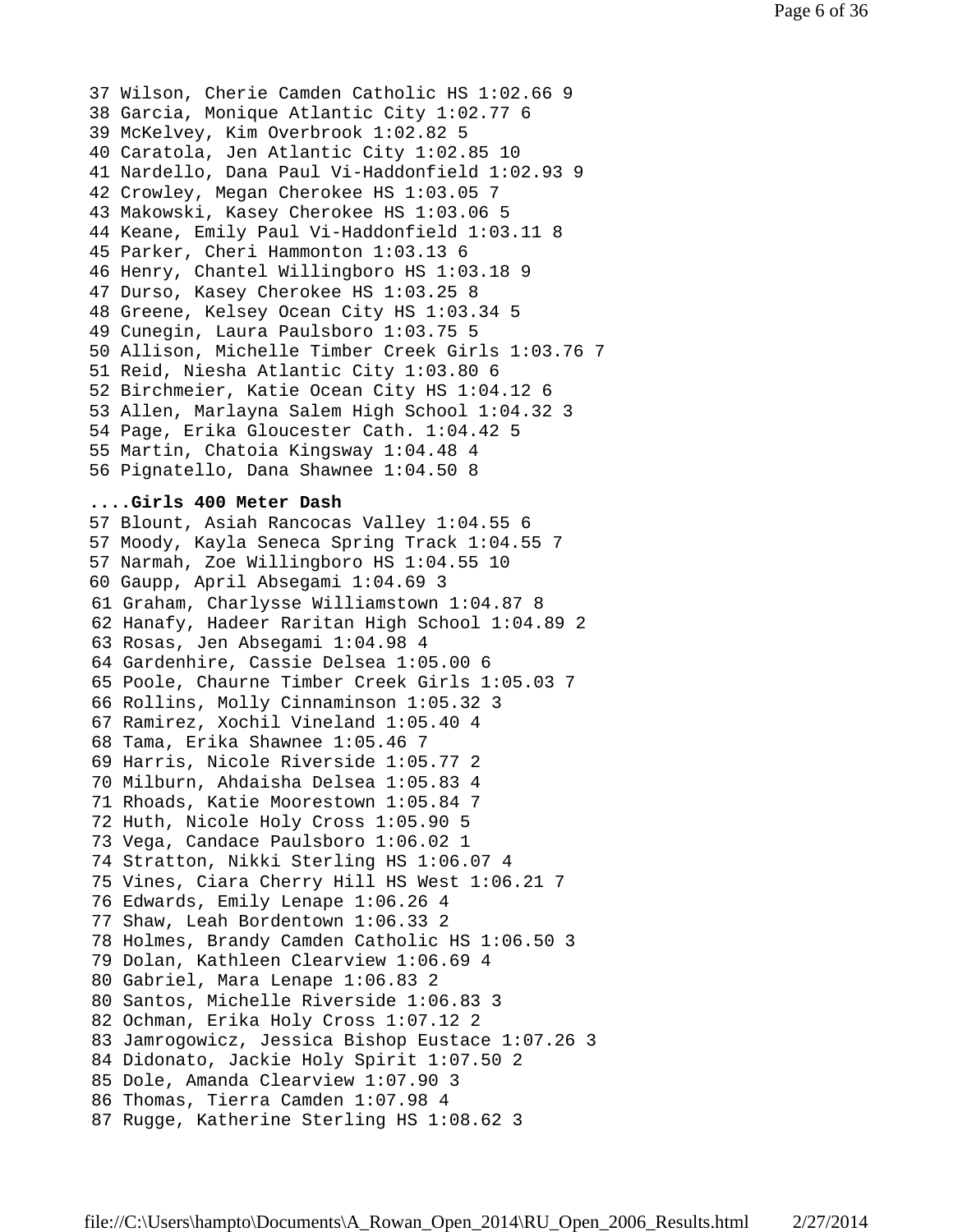37 Wilson, Cherie Camden Catholic HS 1:02.66 9
38 Garcia, Monique Atlantic City 1:02.77 6
39 McKelvey, Kim Overbrook 1:02.82 5
40 Caratola, Jen Atlantic City 1:02.85 10
41 Nardello, Dana Paul Vi-Haddonfield 1:02.93 9
42 Crowley, Megan Cherokee HS 1:03.05 7
43 Makowski, Kasey Cherokee HS 1:03.06 5
44 Keane, Emily Paul Vi-Haddonfield 1:03.11 8
45 Parker, Cheri Hammonton 1:03.13 6
46 Henry, Chantel Willingboro HS 1:03.18 9
47 Durso, Kasey Cherokee HS 1:03.25 8
48 Greene, Kelsey Ocean City HS 1:03.34 5
49 Cunegin, Laura Paulsboro 1:03.75 5
50 Allison, Michelle Timber Creek Girls 1:03.76 7
51 Reid, Niesha Atlantic City 1:03.80 6
52 Birchmeier, Katie Ocean City HS 1:04.12 6
53 Allen, Marlayna Salem High School 1:04.32 3
54 Page, Erika Gloucester Cath. 1:04.42 5
55 Martin, Chatoia Kingsway 1:04.48 4
56 Pignatello, Dana Shawnee 1:04.50 8

**....Girls 400 Meter Dash**

57 Blount, Asiah Rancocas Valley 1:04.55 6
57 Moody, Kayla Seneca Spring Track 1:04.55 7
57 Narmah, Zoe Willingboro HS 1:04.55 10
60 Gaupp, April Absegami 1:04.69 3
61 Graham, Charlysse Williamstown 1:04.87 8
62 Hanafy, Hadeer Raritan High School 1:04.89 2
63 Rosas, Jen Absegami 1:04.98 4
64 Gardenhire, Cassie Delsea 1:05.00 6
65 Poole, Chaurne Timber Creek Girls 1:05.03 7
66 Rollins, Molly Cinnaminson 1:05.32 3
67 Ramirez, Xochil Vineland 1:05.40 4
68 Tama, Erika Shawnee 1:05.46 7
69 Harris, Nicole Riverside 1:05.77 2
70 Milburn, Ahdaisha Delsea 1:05.83 4
71 Rhoads, Katie Moorestown 1:05.84 7
72 Huth, Nicole Holy Cross 1:05.90 5
73 Vega, Candace Paulsboro 1:06.02 1
74 Stratton, Nikki Sterling HS 1:06.07 4
75 Vines, Ciara Cherry Hill HS West 1:06.21 7
76 Edwards, Emily Lenape 1:06.26 4
77 Shaw, Leah Bordentown 1:06.33 2
78 Holmes, Brandy Camden Catholic HS 1:06.50 3
79 Dolan, Kathleen Clearview 1:06.69 4
80 Gabriel, Mara Lenape 1:06.83 2
80 Santos, Michelle Riverside 1:06.83 3
82 Ochman, Erika Holy Cross 1:07.12 2
83 Jamrogowicz, Jessica Bishop Eustace 1:07.26 3
84 Didonato, Jackie Holy Spirit 1:07.50 2
85 Dole, Amanda Clearview 1:07.90 3
86 Thomas, Tierra Camden 1:07.98 4
87 Rugge, Katherine Sterling HS 1:08.62 3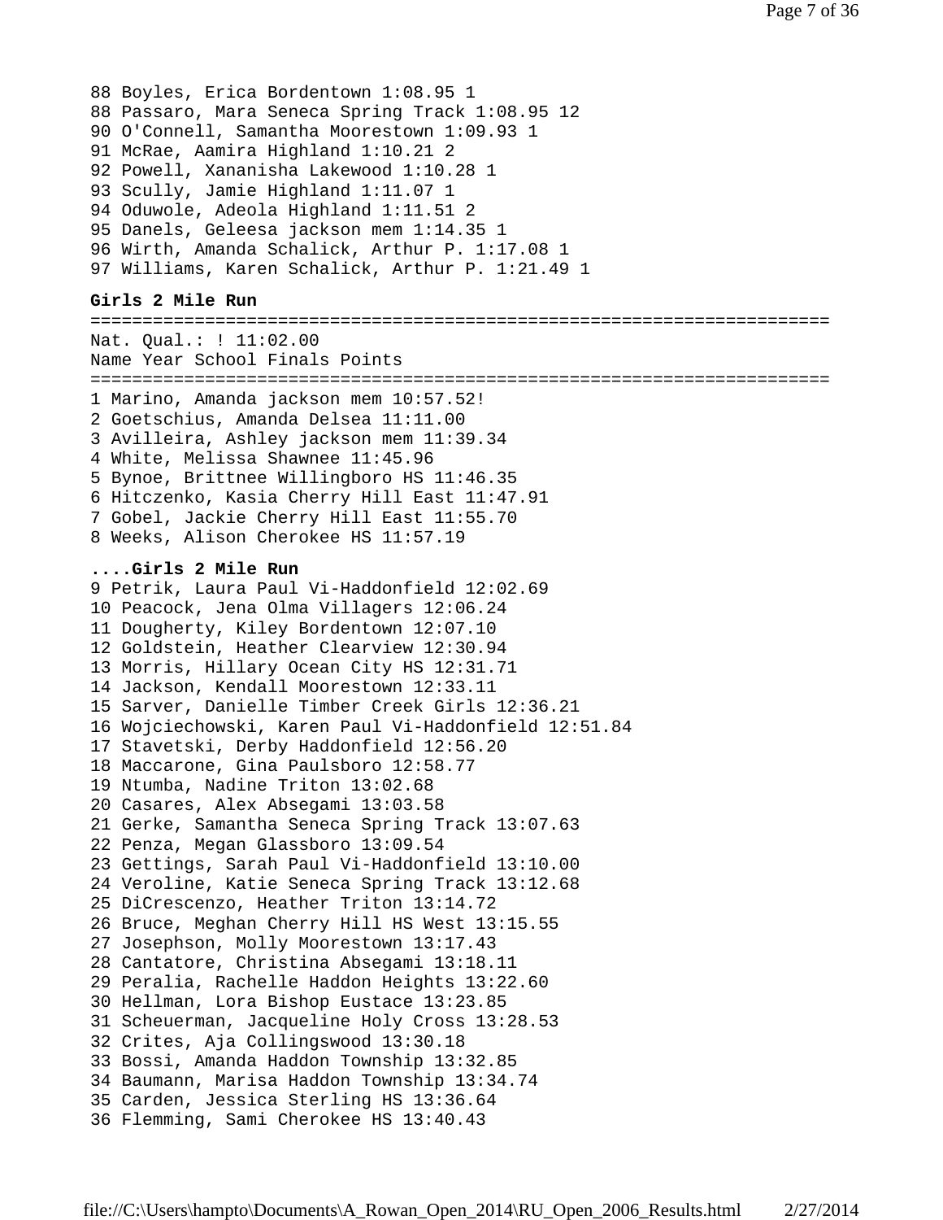88 Boyles, Erica Bordentown 1:08.95 1
88 Passaro, Mara Seneca Spring Track 1:08.95 12
90 O'Connell, Samantha Moorestown 1:09.93 1
91 McRae, Aamira Highland 1:10.21 2
92 Powell, Xananisha Lakewood 1:10.28 1
93 Scully, Jamie Highland 1:11.07 1
94 Oduwole, Adeola Highland 1:11.51 2
95 Danels, Geleesa jackson mem 1:14.35 1
96 Wirth, Amanda Schalick, Arthur P. 1:17.08 1
97 Williams, Karen Schalick, Arthur P. 1:21.49 1

**Girls 2 Mile Run**

```
=======================================================================
Nat. Qual.: ! 11:02.00
Name Year School Finals Points
=======================================================================
```

1 Marino, Amanda jackson mem 10:57.52!
2 Goetschius, Amanda Delsea 11:11.00
3 Avilleira, Ashley jackson mem 11:39.34
4 White, Melissa Shawnee 11:45.96
5 Bynoe, Brittnee Willingboro HS 11:46.35
6 Hitczenko, Kasia Cherry Hill East 11:47.91
7 Gobel, Jackie Cherry Hill East 11:55.70
8 Weeks, Alison Cherokee HS 11:57.19

**....Girls 2 Mile Run**

9 Petrik, Laura Paul Vi-Haddonfield 12:02.69
10 Peacock, Jena Olma Villagers 12:06.24
11 Dougherty, Kiley Bordentown 12:07.10
12 Goldstein, Heather Clearview 12:30.94
13 Morris, Hillary Ocean City HS 12:31.71
14 Jackson, Kendall Moorestown 12:33.11
15 Sarver, Danielle Timber Creek Girls 12:36.21
16 Wojciechowski, Karen Paul Vi-Haddonfield 12:51.84
17 Stavetski, Derby Haddonfield 12:56.20
18 Maccarone, Gina Paulsboro 12:58.77
19 Ntumba, Nadine Triton 13:02.68
20 Casares, Alex Absegami 13:03.58
21 Gerke, Samantha Seneca Spring Track 13:07.63
22 Penza, Megan Glassboro 13:09.54
23 Gettings, Sarah Paul Vi-Haddonfield 13:10.00
24 Veroline, Katie Seneca Spring Track 13:12.68
25 DiCrescenzo, Heather Triton 13:14.72
26 Bruce, Meghan Cherry Hill HS West 13:15.55
27 Josephson, Molly Moorestown 13:17.43
28 Cantatore, Christina Absegami 13:18.11
29 Peralia, Rachelle Haddon Heights 13:22.60
30 Hellman, Lora Bishop Eustace 13:23.85
31 Scheuerman, Jacqueline Holy Cross 13:28.53
32 Crites, Aja Collingswood 13:30.18
33 Bossi, Amanda Haddon Township 13:32.85
34 Baumann, Marisa Haddon Township 13:34.74
35 Carden, Jessica Sterling HS 13:36.64
36 Flemming, Sami Cherokee HS 13:40.43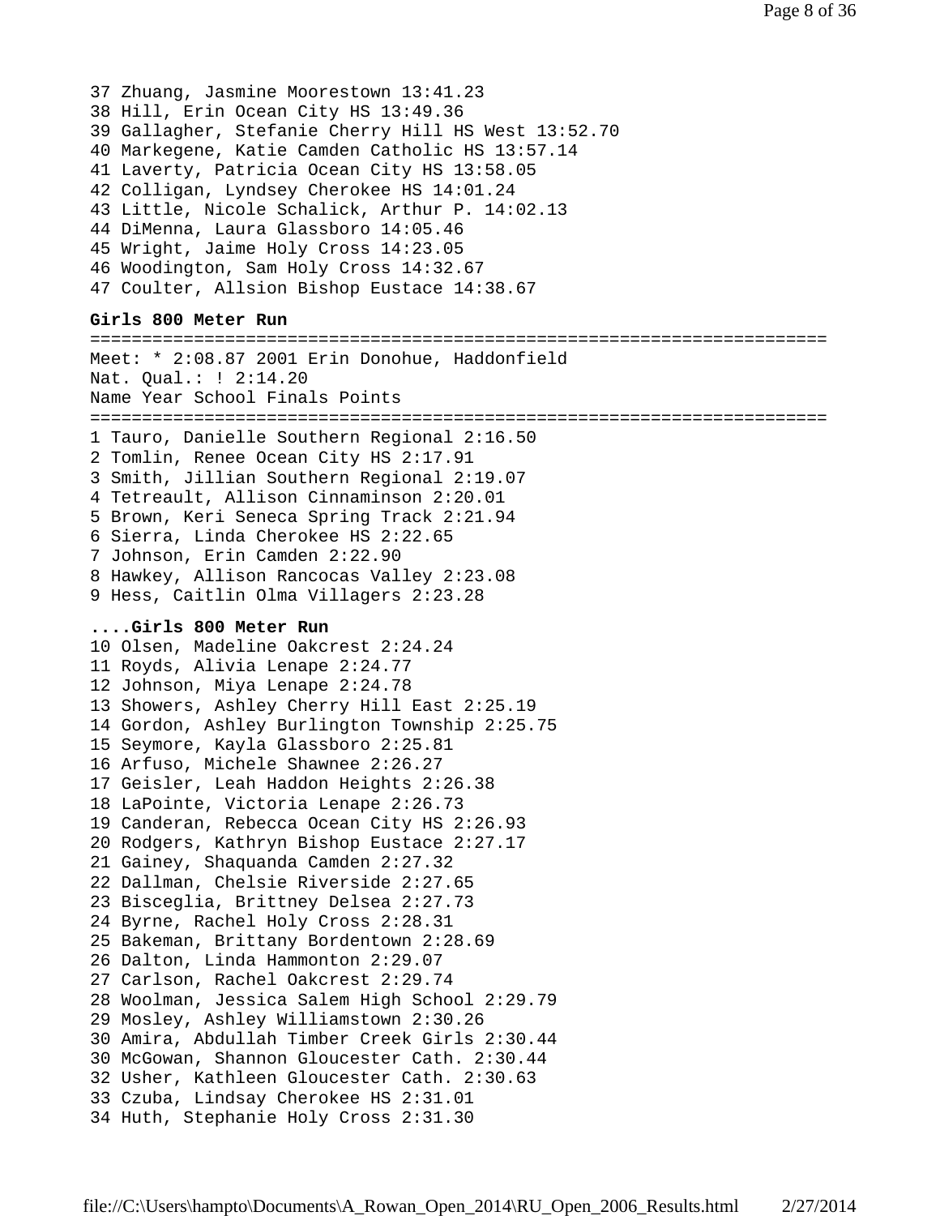37 Zhuang, Jasmine Moorestown 13:41.23
38 Hill, Erin Ocean City HS 13:49.36
39 Gallagher, Stefanie Cherry Hill HS West 13:52.70
40 Markegene, Katie Camden Catholic HS 13:57.14
41 Laverty, Patricia Ocean City HS 13:58.05
42 Colligan, Lyndsey Cherokee HS 14:01.24
43 Little, Nicole Schalick, Arthur P. 14:02.13
44 DiMenna, Laura Glassboro 14:05.46
45 Wright, Jaime Holy Cross 14:23.05
46 Woodington, Sam Holy Cross 14:32.67
47 Coulter, Allsion Bishop Eustace 14:38.67

**Girls 800 Meter Run**

```
=======================================================================
Meet: * 2:08.87 2001 Erin Donohue, Haddonfield
Nat. Qual.: ! 2:14.20
Name Year School Finals Points
=======================================================================
```

1 Tauro, Danielle Southern Regional 2:16.50
2 Tomlin, Renee Ocean City HS 2:17.91
3 Smith, Jillian Southern Regional 2:19.07
4 Tetreault, Allison Cinnaminson 2:20.01
5 Brown, Keri Seneca Spring Track 2:21.94
6 Sierra, Linda Cherokee HS 2:22.65
7 Johnson, Erin Camden 2:22.90
8 Hawkey, Allison Rancocas Valley 2:23.08
9 Hess, Caitlin Olma Villagers 2:23.28

**....Girls 800 Meter Run**

10 Olsen, Madeline Oakcrest 2:24.24
11 Royds, Alivia Lenape 2:24.77
12 Johnson, Miya Lenape 2:24.78
13 Showers, Ashley Cherry Hill East 2:25.19
14 Gordon, Ashley Burlington Township 2:25.75
15 Seymore, Kayla Glassboro 2:25.81
16 Arfuso, Michele Shawnee 2:26.27
17 Geisler, Leah Haddon Heights 2:26.38
18 LaPointe, Victoria Lenape 2:26.73
19 Canderan, Rebecca Ocean City HS 2:26.93
20 Rodgers, Kathryn Bishop Eustace 2:27.17
21 Gainey, Shaquanda Camden 2:27.32
22 Dallman, Chelsie Riverside 2:27.65
23 Bisceglia, Brittney Delsea 2:27.73
24 Byrne, Rachel Holy Cross 2:28.31
25 Bakeman, Brittany Bordentown 2:28.69
26 Dalton, Linda Hammonton 2:29.07
27 Carlson, Rachel Oakcrest 2:29.74
28 Woolman, Jessica Salem High School 2:29.79
29 Mosley, Ashley Williamstown 2:30.26
30 Amira, Abdullah Timber Creek Girls 2:30.44
30 McGowan, Shannon Gloucester Cath. 2:30.44
32 Usher, Kathleen Gloucester Cath. 2:30.63
33 Czuba, Lindsay Cherokee HS 2:31.01
34 Huth, Stephanie Holy Cross 2:31.30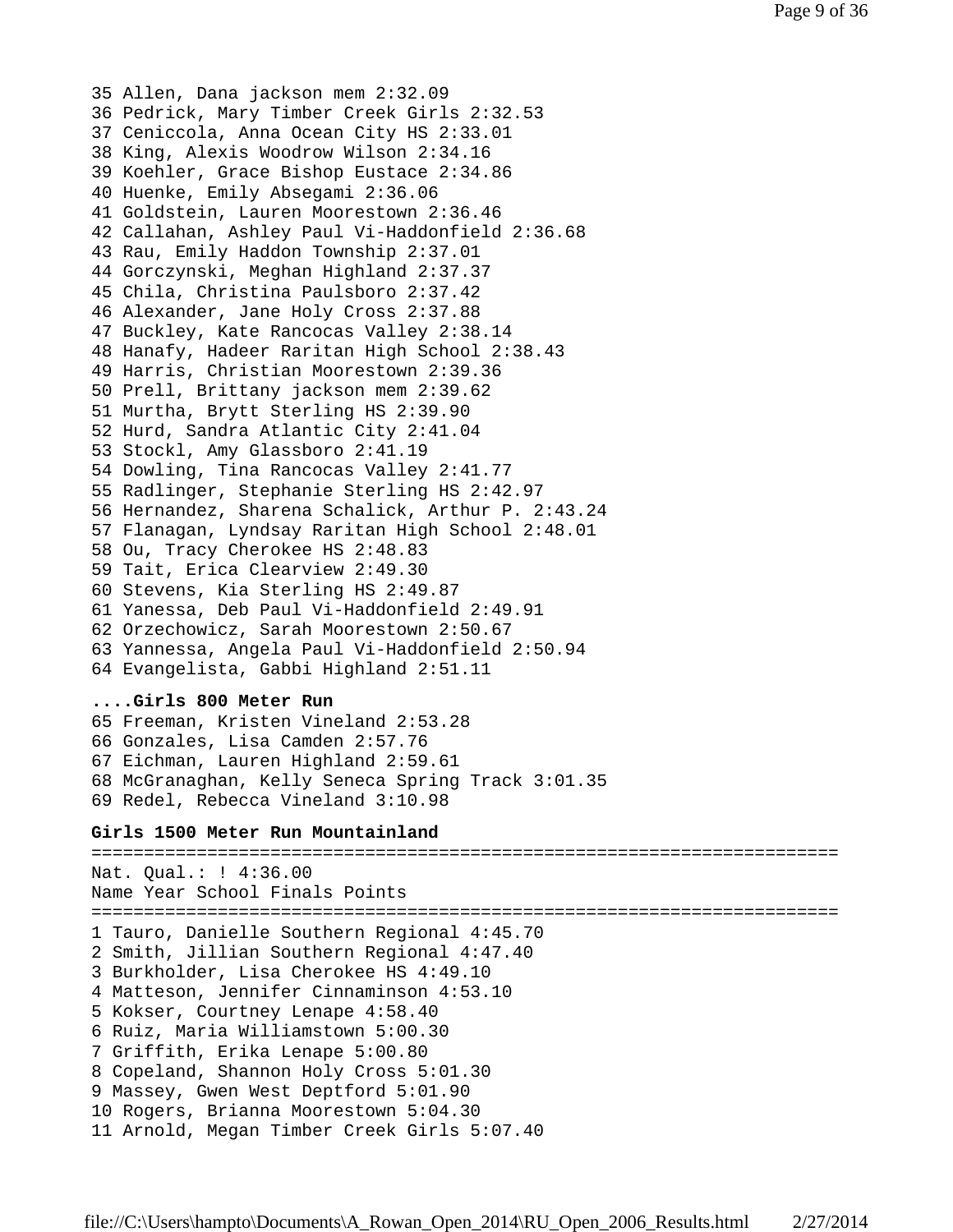35 Allen, Dana jackson mem 2:32.09
36 Pedrick, Mary Timber Creek Girls 2:32.53
37 Ceniccola, Anna Ocean City HS 2:33.01
38 King, Alexis Woodrow Wilson 2:34.16
39 Koehler, Grace Bishop Eustace 2:34.86
40 Huenke, Emily Absegami 2:36.06
41 Goldstein, Lauren Moorestown 2:36.46
42 Callahan, Ashley Paul Vi-Haddonfield 2:36.68
43 Rau, Emily Haddon Township 2:37.01
44 Gorczynski, Meghan Highland 2:37.37
45 Chila, Christina Paulsboro 2:37.42
46 Alexander, Jane Holy Cross 2:37.88
47 Buckley, Kate Rancocas Valley 2:38.14
48 Hanafy, Hadeer Raritan High School 2:38.43
49 Harris, Christian Moorestown 2:39.36
50 Prell, Brittany jackson mem 2:39.62
51 Murtha, Brytt Sterling HS 2:39.90
52 Hurd, Sandra Atlantic City 2:41.04
53 Stockl, Amy Glassboro 2:41.19
54 Dowling, Tina Rancocas Valley 2:41.77
55 Radlinger, Stephanie Sterling HS 2:42.97
56 Hernandez, Sharena Schalick, Arthur P. 2:43.24
57 Flanagan, Lyndsay Raritan High School 2:48.01
58 Ou, Tracy Cherokee HS 2:48.83
59 Tait, Erica Clearview 2:49.30
60 Stevens, Kia Sterling HS 2:49.87
61 Yanessa, Deb Paul Vi-Haddonfield 2:49.91
62 Orzechowicz, Sarah Moorestown 2:50.67
63 Yannessa, Angela Paul Vi-Haddonfield 2:50.94
64 Evangelista, Gabbi Highland 2:51.11

**....Girls 800 Meter Run**

65 Freeman, Kristen Vineland 2:53.28
66 Gonzales, Lisa Camden 2:57.76
67 Eichman, Lauren Highland 2:59.61
68 McGranaghan, Kelly Seneca Spring Track 3:01.35
69 Redel, Rebecca Vineland 3:10.98

**Girls 1500 Meter Run Mountainland**

=======================================================================
Nat. Qual.: ! 4:36.00
Name Year School Finals Points
=======================================================================
1 Tauro, Danielle Southern Regional 4:45.70
2 Smith, Jillian Southern Regional 4:47.40
3 Burkholder, Lisa Cherokee HS 4:49.10
4 Matteson, Jennifer Cinnaminson 4:53.10
5 Kokser, Courtney Lenape 4:58.40
6 Ruiz, Maria Williamstown 5:00.30
7 Griffith, Erika Lenape 5:00.80
8 Copeland, Shannon Holy Cross 5:01.30
9 Massey, Gwen West Deptford 5:01.90
10 Rogers, Brianna Moorestown 5:04.30
11 Arnold, Megan Timber Creek Girls 5:07.40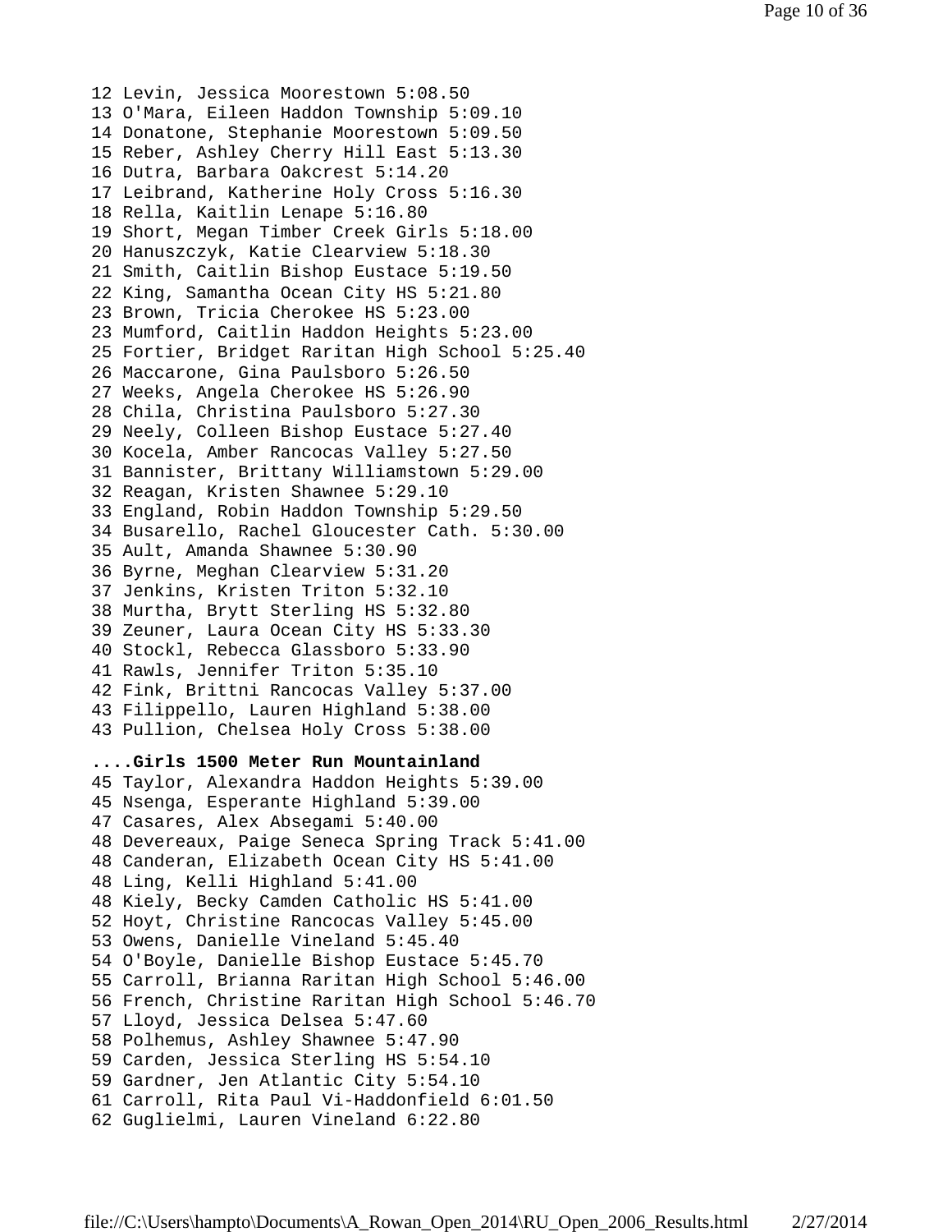12 Levin, Jessica Moorestown 5:08.50
13 O'Mara, Eileen Haddon Township 5:09.10
14 Donatone, Stephanie Moorestown 5:09.50
15 Reber, Ashley Cherry Hill East 5:13.30
16 Dutra, Barbara Oakcrest 5:14.20
17 Leibrand, Katherine Holy Cross 5:16.30
18 Rella, Kaitlin Lenape 5:16.80
19 Short, Megan Timber Creek Girls 5:18.00
20 Hanuszczyk, Katie Clearview 5:18.30
21 Smith, Caitlin Bishop Eustace 5:19.50
22 King, Samantha Ocean City HS 5:21.80
23 Brown, Tricia Cherokee HS 5:23.00
23 Mumford, Caitlin Haddon Heights 5:23.00
25 Fortier, Bridget Raritan High School 5:25.40
26 Maccarone, Gina Paulsboro 5:26.50
27 Weeks, Angela Cherokee HS 5:26.90
28 Chila, Christina Paulsboro 5:27.30
29 Neely, Colleen Bishop Eustace 5:27.40
30 Kocela, Amber Rancocas Valley 5:27.50
31 Bannister, Brittany Williamstown 5:29.00
32 Reagan, Kristen Shawnee 5:29.10
33 England, Robin Haddon Township 5:29.50
34 Busarello, Rachel Gloucester Cath. 5:30.00
35 Ault, Amanda Shawnee 5:30.90
36 Byrne, Meghan Clearview 5:31.20
37 Jenkins, Kristen Triton 5:32.10
38 Murtha, Brytt Sterling HS 5:32.80
39 Zeuner, Laura Ocean City HS 5:33.30
40 Stockl, Rebecca Glassboro 5:33.90
41 Rawls, Jennifer Triton 5:35.10
42 Fink, Brittni Rancocas Valley 5:37.00
43 Filippello, Lauren Highland 5:38.00
43 Pullion, Chelsea Holy Cross 5:38.00

**....Girls 1500 Meter Run Mountainland**

45 Taylor, Alexandra Haddon Heights 5:39.00
45 Nsenga, Esperante Highland 5:39.00
47 Casares, Alex Absegami 5:40.00
48 Devereaux, Paige Seneca Spring Track 5:41.00
48 Canderan, Elizabeth Ocean City HS 5:41.00
48 Ling, Kelli Highland 5:41.00
48 Kiely, Becky Camden Catholic HS 5:41.00
52 Hoyt, Christine Rancocas Valley 5:45.00
53 Owens, Danielle Vineland 5:45.40
54 O'Boyle, Danielle Bishop Eustace 5:45.70
55 Carroll, Brianna Raritan High School 5:46.00
56 French, Christine Raritan High School 5:46.70
57 Lloyd, Jessica Delsea 5:47.60
58 Polhemus, Ashley Shawnee 5:47.90
59 Carden, Jessica Sterling HS 5:54.10
59 Gardner, Jen Atlantic City 5:54.10
61 Carroll, Rita Paul Vi-Haddonfield 6:01.50
62 Guglielmi, Lauren Vineland 6:22.80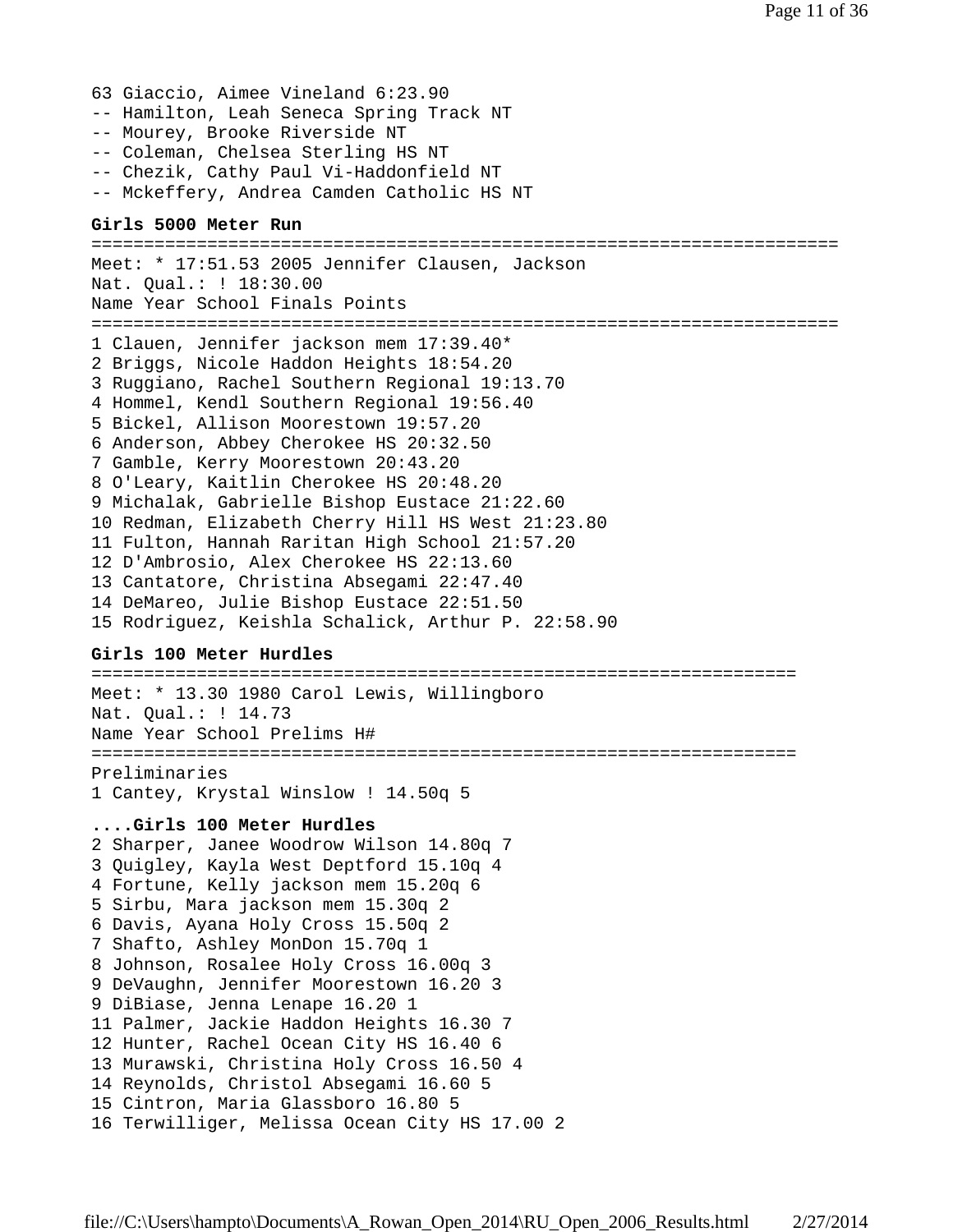63 Giaccio, Aimee Vineland 6:23.90
-- Hamilton, Leah Seneca Spring Track NT
-- Mourey, Brooke Riverside NT
-- Coleman, Chelsea Sterling HS NT
-- Chezik, Cathy Paul Vi-Haddonfield NT
-- Mckeffery, Andrea Camden Catholic HS NT

**Girls 5000 Meter Run**

```
=======================================================================
Meet: * 17:51.53 2005 Jennifer Clausen, Jackson
Nat. Qual.: ! 18:30.00
Name Year School Finals Points
=======================================================================
1 Clauen, Jennifer jackson mem 17:39.40*
2 Briggs, Nicole Haddon Heights 18:54.20
3 Ruggiano, Rachel Southern Regional 19:13.70
4 Hommel, Kendl Southern Regional 19:56.40
5 Bickel, Allison Moorestown 19:57.20
6 Anderson, Abbey Cherokee HS 20:32.50
7 Gamble, Kerry Moorestown 20:43.20
8 O'Leary, Kaitlin Cherokee HS 20:48.20
9 Michalak, Gabrielle Bishop Eustace 21:22.60
10 Redman, Elizabeth Cherry Hill HS West 21:23.80
11 Fulton, Hannah Raritan High School 21:57.20
12 D'Ambrosio, Alex Cherokee HS 22:13.60
13 Cantatore, Christina Absegami 22:47.40
14 DeMareo, Julie Bishop Eustace 22:51.50
15 Rodriguez, Keishla Schalick, Arthur P. 22:58.90
```

**Girls 100 Meter Hurdles**

```
===================================================================
Meet: * 13.30 1980 Carol Lewis, Willingboro
Nat. Qual.: ! 14.73
Name Year School Prelims H#
===================================================================
Preliminaries
1 Cantey, Krystal Winslow ! 14.50q 5
```

**....Girls 100 Meter Hurdles**

```
2 Sharper, Janee Woodrow Wilson 14.80q 7
3 Quigley, Kayla West Deptford 15.10q 4
4 Fortune, Kelly jackson mem 15.20q 6
5 Sirbu, Mara jackson mem 15.30q 2
6 Davis, Ayana Holy Cross 15.50q 2
7 Shafto, Ashley MonDon 15.70q 1
8 Johnson, Rosalee Holy Cross 16.00q 3
9 DeVaughn, Jennifer Moorestown 16.20 3
9 DiBiase, Jenna Lenape 16.20 1
11 Palmer, Jackie Haddon Heights 16.30 7
12 Hunter, Rachel Ocean City HS 16.40 6
13 Murawski, Christina Holy Cross 16.50 4
14 Reynolds, Christol Absegami 16.60 5
15 Cintron, Maria Glassboro 16.80 5
16 Terwilliger, Melissa Ocean City HS 17.00 2
```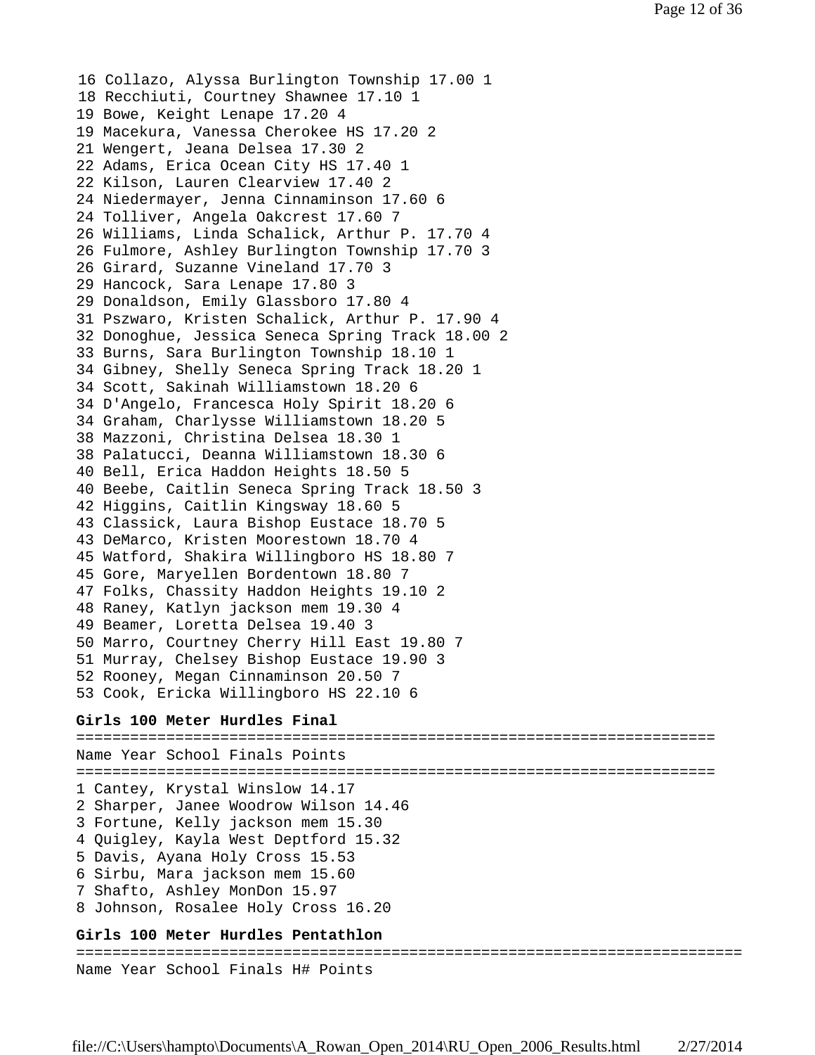16 Collazo, Alyssa Burlington Township 17.00 1
18 Recchiuti, Courtney Shawnee 17.10 1
19 Bowe, Keight Lenape 17.20 4
19 Macekura, Vanessa Cherokee HS 17.20 2
21 Wengert, Jeana Delsea 17.30 2
22 Adams, Erica Ocean City HS 17.40 1
22 Kilson, Lauren Clearview 17.40 2
24 Niedermayer, Jenna Cinnaminson 17.60 6
24 Tolliver, Angela Oakcrest 17.60 7
26 Williams, Linda Schalick, Arthur P. 17.70 4
26 Fulmore, Ashley Burlington Township 17.70 3
26 Girard, Suzanne Vineland 17.70 3
29 Hancock, Sara Lenape 17.80 3
29 Donaldson, Emily Glassboro 17.80 4
31 Pszwaro, Kristen Schalick, Arthur P. 17.90 4
32 Donoghue, Jessica Seneca Spring Track 18.00 2
33 Burns, Sara Burlington Township 18.10 1
34 Gibney, Shelly Seneca Spring Track 18.20 1
34 Scott, Sakinah Williamstown 18.20 6
34 D'Angelo, Francesca Holy Spirit 18.20 6
34 Graham, Charlysse Williamstown 18.20 5
38 Mazzoni, Christina Delsea 18.30 1
38 Palatucci, Deanna Williamstown 18.30 6
40 Bell, Erica Haddon Heights 18.50 5
40 Beebe, Caitlin Seneca Spring Track 18.50 3
42 Higgins, Caitlin Kingsway 18.60 5
43 Classick, Laura Bishop Eustace 18.70 5
43 DeMarco, Kristen Moorestown 18.70 4
45 Watford, Shakira Willingboro HS 18.80 7
45 Gore, Maryellen Bordentown 18.80 7
47 Folks, Chassity Haddon Heights 19.10 2
48 Raney, Katlyn jackson mem 19.30 4
49 Beamer, Loretta Delsea 19.40 3
50 Marro, Courtney Cherry Hill East 19.80 7
51 Murray, Chelsey Bishop Eustace 19.90 3
52 Rooney, Megan Cinnaminson 20.50 7
53 Cook, Ericka Willingboro HS 22.10 6

**Girls 100 Meter Hurdles Final**

=======================================================================

Name Year School Finals Points

=======================================================================

1 Cantey, Krystal Winslow 14.17
2 Sharper, Janee Woodrow Wilson 14.46
3 Fortune, Kelly jackson mem 15.30
4 Quigley, Kayla West Deptford 15.32
5 Davis, Ayana Holy Cross 15.53
6 Sirbu, Mara jackson mem 15.60
7 Shafto, Ashley MonDon 15.97
8 Johnson, Rosalee Holy Cross 16.20

**Girls 100 Meter Hurdles Pentathlon**

=========================================================================

Name Year School Finals H# Points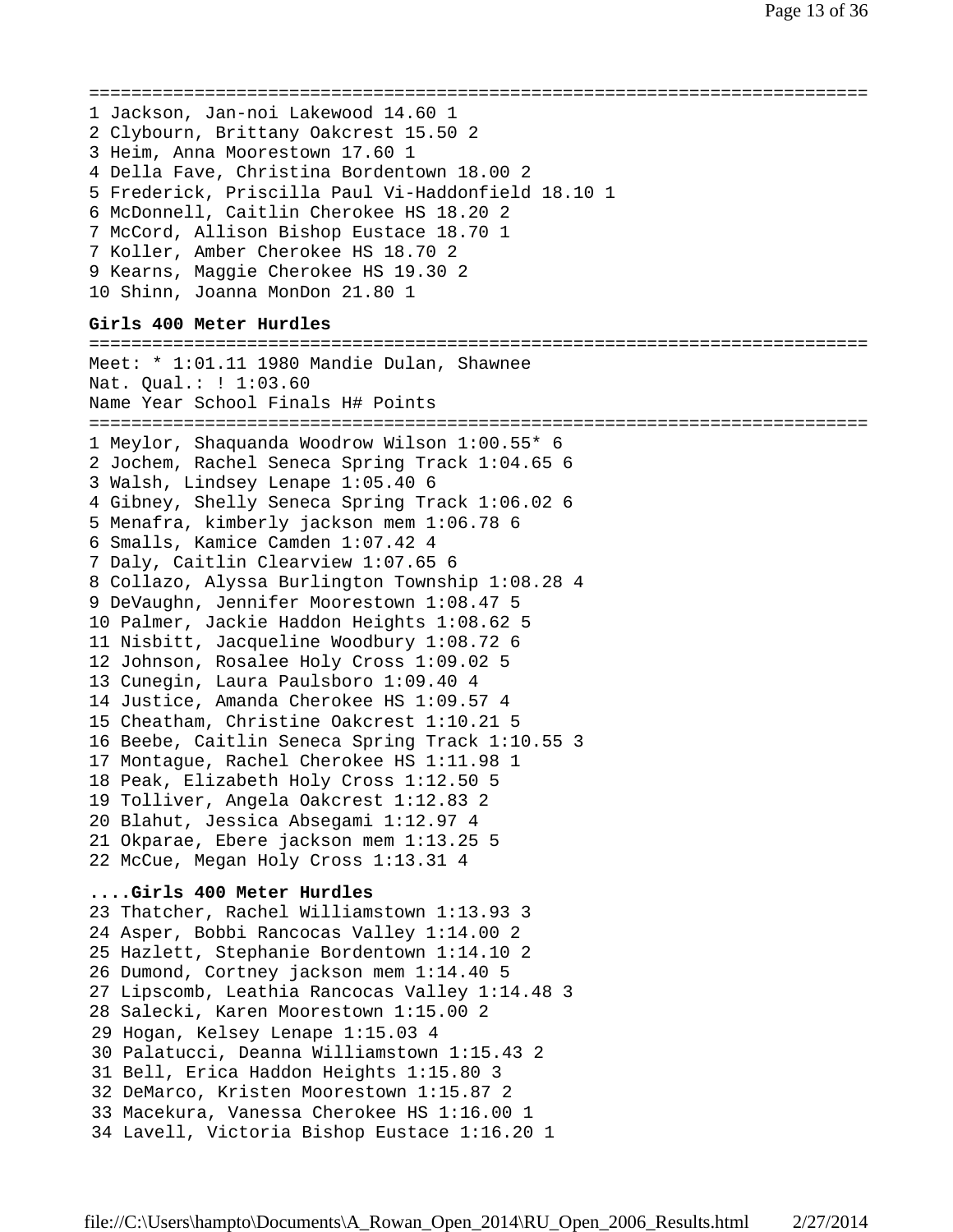```
===========================================================================
1 Jackson, Jan-noi Lakewood 14.60 1
2 Clybourn, Brittany Oakcrest 15.50 2
3 Heim, Anna Moorestown 17.60 1
4 Della Fave, Christina Bordentown 18.00 2
5 Frederick, Priscilla Paul Vi-Haddonfield 18.10 1
6 McDonnell, Caitlin Cherokee HS 18.20 2
7 McCord, Allison Bishop Eustace 18.70 1
7 Koller, Amber Cherokee HS 18.70 2
9 Kearns, Maggie Cherokee HS 19.30 2
10 Shinn, Joanna MonDon 21.80 1
```

**Girls 400 Meter Hurdles**

```
===========================================================================
Meet: * 1:01.11 1980 Mandie Dulan, Shawnee
Nat. Qual.: ! 1:03.60
Name Year School Finals H# Points
===========================================================================
1 Meylor, Shaquanda Woodrow Wilson 1:00.55* 6
2 Jochem, Rachel Seneca Spring Track 1:04.65 6
3 Walsh, Lindsey Lenape 1:05.40 6
4 Gibney, Shelly Seneca Spring Track 1:06.02 6
5 Menafra, kimberly jackson mem 1:06.78 6
6 Smalls, Kamice Camden 1:07.42 4
7 Daly, Caitlin Clearview 1:07.65 6
8 Collazo, Alyssa Burlington Township 1:08.28 4
9 DeVaughn, Jennifer Moorestown 1:08.47 5
10 Palmer, Jackie Haddon Heights 1:08.62 5
11 Nisbitt, Jacqueline Woodbury 1:08.72 6
12 Johnson, Rosalee Holy Cross 1:09.02 5
13 Cunegin, Laura Paulsboro 1:09.40 4
14 Justice, Amanda Cherokee HS 1:09.57 4
15 Cheatham, Christine Oakcrest 1:10.21 5
16 Beebe, Caitlin Seneca Spring Track 1:10.55 3
17 Montague, Rachel Cherokee HS 1:11.98 1
18 Peak, Elizabeth Holy Cross 1:12.50 5
19 Tolliver, Angela Oakcrest 1:12.83 2
20 Blahut, Jessica Absegami 1:12.97 4
21 Okparae, Ebere jackson mem 1:13.25 5
22 McCue, Megan Holy Cross 1:13.31 4
```

**....Girls 400 Meter Hurdles**

```
23 Thatcher, Rachel Williamstown 1:13.93 3
24 Asper, Bobbi Rancocas Valley 1:14.00 2
25 Hazlett, Stephanie Bordentown 1:14.10 2
26 Dumond, Cortney jackson mem 1:14.40 5
27 Lipscomb, Leathia Rancocas Valley 1:14.48 3
28 Salecki, Karen Moorestown 1:15.00 2
29 Hogan, Kelsey Lenape 1:15.03 4
30 Palatucci, Deanna Williamstown 1:15.43 2
31 Bell, Erica Haddon Heights 1:15.80 3
32 DeMarco, Kristen Moorestown 1:15.87 2
33 Macekura, Vanessa Cherokee HS 1:16.00 1
34 Lavell, Victoria Bishop Eustace 1:16.20 1
```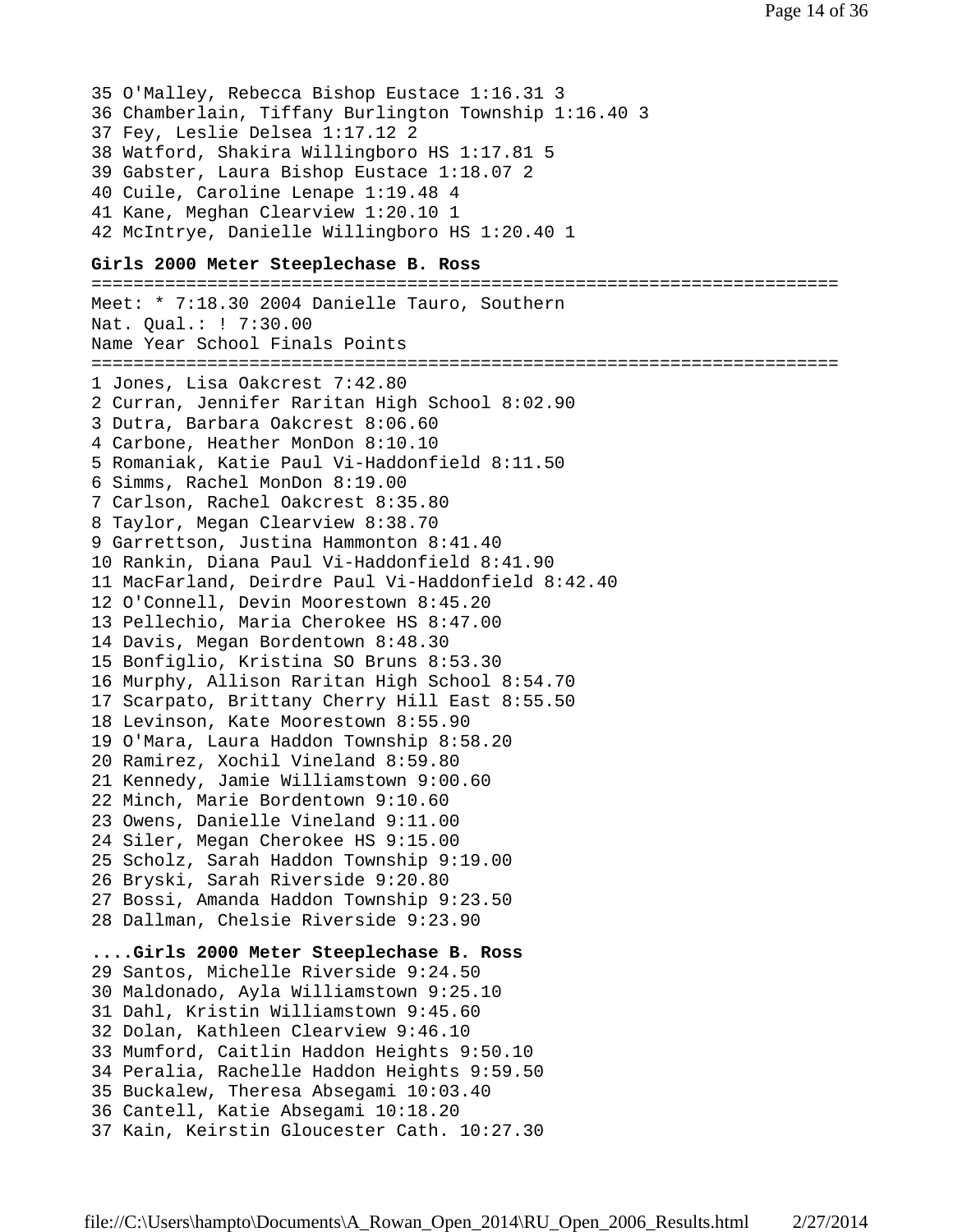35 O'Malley, Rebecca Bishop Eustace 1:16.31 3
36 Chamberlain, Tiffany Burlington Township 1:16.40 3
37 Fey, Leslie Delsea 1:17.12 2
38 Watford, Shakira Willingboro HS 1:17.81 5
39 Gabster, Laura Bishop Eustace 1:18.07 2
40 Cuile, Caroline Lenape 1:19.48 4
41 Kane, Meghan Clearview 1:20.10 1
42 McIntrye, Danielle Willingboro HS 1:20.40 1

**Girls 2000 Meter Steeplechase B. Ross**

=======================================================================
Meet: * 7:18.30 2004 Danielle Tauro, Southern
Nat. Qual.: ! 7:30.00
Name Year School Finals Points
=======================================================================
1 Jones, Lisa Oakcrest 7:42.80
2 Curran, Jennifer Raritan High School 8:02.90
3 Dutra, Barbara Oakcrest 8:06.60
4 Carbone, Heather MonDon 8:10.10
5 Romaniak, Katie Paul Vi-Haddonfield 8:11.50
6 Simms, Rachel MonDon 8:19.00
7 Carlson, Rachel Oakcrest 8:35.80
8 Taylor, Megan Clearview 8:38.70
9 Garrettson, Justina Hammonton 8:41.40
10 Rankin, Diana Paul Vi-Haddonfield 8:41.90
11 MacFarland, Deirdre Paul Vi-Haddonfield 8:42.40
12 O'Connell, Devin Moorestown 8:45.20
13 Pellechio, Maria Cherokee HS 8:47.00
14 Davis, Megan Bordentown 8:48.30
15 Bonfiglio, Kristina SO Bruns 8:53.30
16 Murphy, Allison Raritan High School 8:54.70
17 Scarpato, Brittany Cherry Hill East 8:55.50
18 Levinson, Kate Moorestown 8:55.90
19 O'Mara, Laura Haddon Township 8:58.20
20 Ramirez, Xochil Vineland 8:59.80
21 Kennedy, Jamie Williamstown 9:00.60
22 Minch, Marie Bordentown 9:10.60
23 Owens, Danielle Vineland 9:11.00
24 Siler, Megan Cherokee HS 9:15.00
25 Scholz, Sarah Haddon Township 9:19.00
26 Bryski, Sarah Riverside 9:20.80
27 Bossi, Amanda Haddon Township 9:23.50
28 Dallman, Chelsie Riverside 9:23.90

**....Girls 2000 Meter Steeplechase B. Ross**

29 Santos, Michelle Riverside 9:24.50
30 Maldonado, Ayla Williamstown 9:25.10
31 Dahl, Kristin Williamstown 9:45.60
32 Dolan, Kathleen Clearview 9:46.10
33 Mumford, Caitlin Haddon Heights 9:50.10
34 Peralia, Rachelle Haddon Heights 9:59.50
35 Buckalew, Theresa Absegami 10:03.40
36 Cantell, Katie Absegami 10:18.20
37 Kain, Keirstin Gloucester Cath. 10:27.30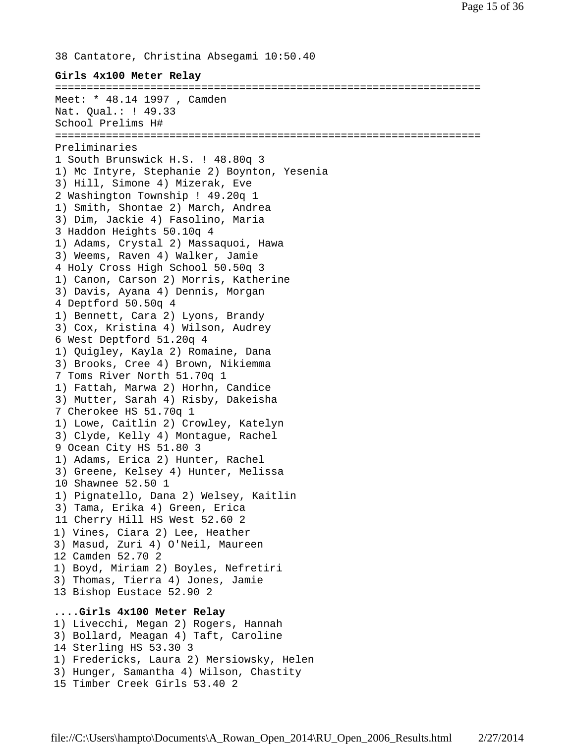38 Cantatore, Christina Absegami 10:50.40

**Girls 4x100 Meter Relay**

```
===================================================================
Meet: * 48.14 1997 , Camden
Nat. Qual.: ! 49.33
School Prelims H#
===================================================================
Preliminaries
1 South Brunswick H.S. ! 48.80q 3
1) Mc Intyre, Stephanie 2) Boynton, Yesenia
3) Hill, Simone 4) Mizerak, Eve
2 Washington Township ! 49.20q 1
1) Smith, Shontae 2) March, Andrea
3) Dim, Jackie 4) Fasolino, Maria
3 Haddon Heights 50.10q 4
1) Adams, Crystal 2) Massaquoi, Hawa
3) Weems, Raven 4) Walker, Jamie
4 Holy Cross High School 50.50q 3
1) Canon, Carson 2) Morris, Katherine
3) Davis, Ayana 4) Dennis, Morgan
4 Deptford 50.50q 4
1) Bennett, Cara 2) Lyons, Brandy
3) Cox, Kristina 4) Wilson, Audrey
6 West Deptford 51.20q 4
1) Quigley, Kayla 2) Romaine, Dana
3) Brooks, Cree 4) Brown, Nikiemma
7 Toms River North 51.70q 1
1) Fattah, Marwa 2) Horhn, Candice
3) Mutter, Sarah 4) Risby, Dakeisha
7 Cherokee HS 51.70q 1
1) Lowe, Caitlin 2) Crowley, Katelyn
3) Clyde, Kelly 4) Montague, Rachel
9 Ocean City HS 51.80 3
1) Adams, Erica 2) Hunter, Rachel
3) Greene, Kelsey 4) Hunter, Melissa
10 Shawnee 52.50 1
1) Pignatello, Dana 2) Welsey, Kaitlin
3) Tama, Erika 4) Green, Erica
11 Cherry Hill HS West 52.60 2
1) Vines, Ciara 2) Lee, Heather
3) Masud, Zuri 4) O'Neil, Maureen
12 Camden 52.70 2
1) Boyd, Miriam 2) Boyles, Nefretiri
3) Thomas, Tierra 4) Jones, Jamie
13 Bishop Eustace 52.90 2
```

**....Girls 4x100 Meter Relay**

```
1) Livecchi, Megan 2) Rogers, Hannah
3) Bollard, Meagan 4) Taft, Caroline
14 Sterling HS 53.30 3
1) Fredericks, Laura 2) Mersiowsky, Helen
3) Hunger, Samantha 4) Wilson, Chastity
15 Timber Creek Girls 53.40 2
```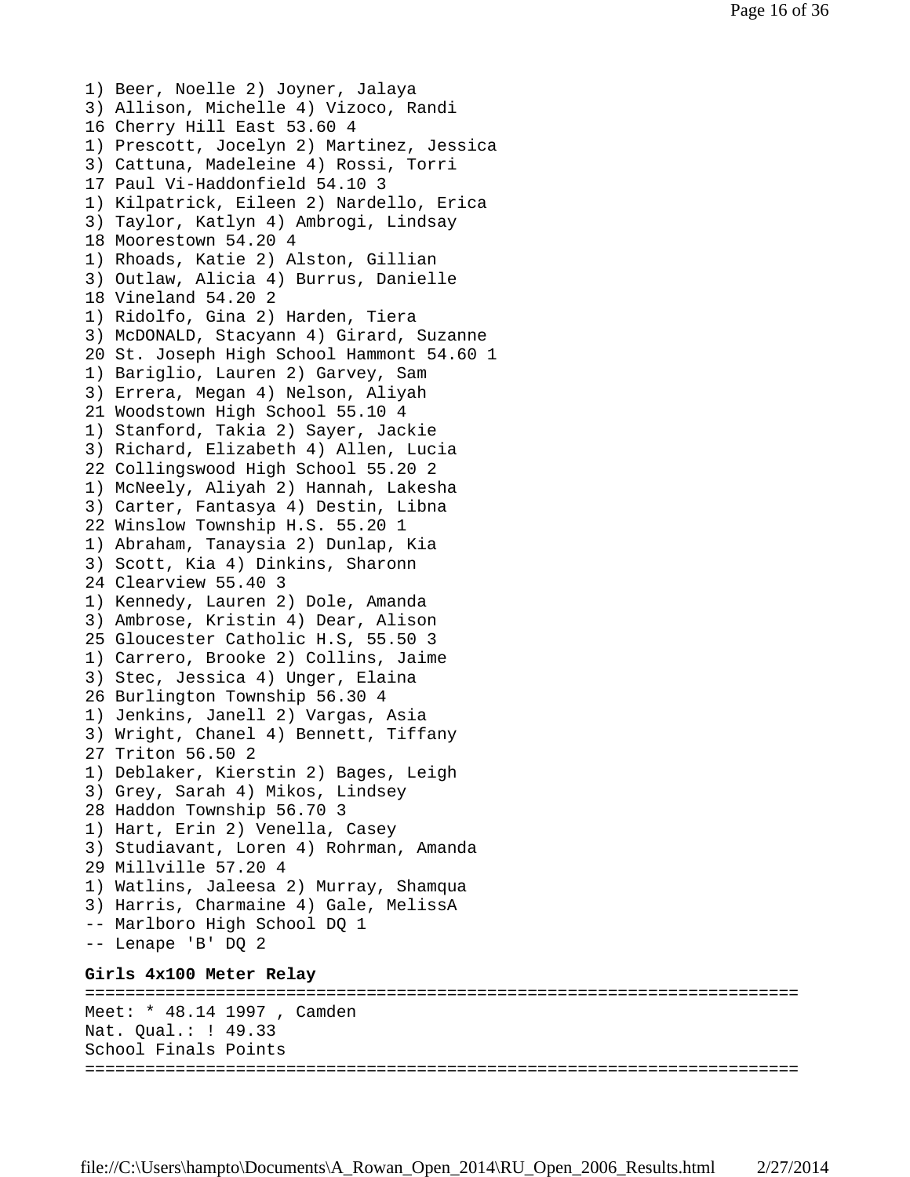1) Beer, Noelle 2) Joyner, Jalaya
3) Allison, Michelle 4) Vizoco, Randi
16 Cherry Hill East 53.60 4
1) Prescott, Jocelyn 2) Martinez, Jessica
3) Cattuna, Madeleine 4) Rossi, Torri
17 Paul Vi-Haddonfield 54.10 3
1) Kilpatrick, Eileen 2) Nardello, Erica
3) Taylor, Katlyn 4) Ambrogi, Lindsay
18 Moorestown 54.20 4
1) Rhoads, Katie 2) Alston, Gillian
3) Outlaw, Alicia 4) Burrus, Danielle
18 Vineland 54.20 2
1) Ridolfo, Gina 2) Harden, Tiera
3) McDONALD, Stacyann 4) Girard, Suzanne
20 St. Joseph High School Hammont 54.60 1
1) Bariglio, Lauren 2) Garvey, Sam
3) Errera, Megan 4) Nelson, Aliyah
21 Woodstown High School 55.10 4
1) Stanford, Takia 2) Sayer, Jackie
3) Richard, Elizabeth 4) Allen, Lucia
22 Collingswood High School 55.20 2
1) McNeely, Aliyah 2) Hannah, Lakesha
3) Carter, Fantasya 4) Destin, Libna
22 Winslow Township H.S. 55.20 1
1) Abraham, Tanaysia 2) Dunlap, Kia
3) Scott, Kia 4) Dinkins, Sharonn
24 Clearview 55.40 3
1) Kennedy, Lauren 2) Dole, Amanda
3) Ambrose, Kristin 4) Dear, Alison
25 Gloucester Catholic H.S, 55.50 3
1) Carrero, Brooke 2) Collins, Jaime
3) Stec, Jessica 4) Unger, Elaina
26 Burlington Township 56.30 4
1) Jenkins, Janell 2) Vargas, Asia
3) Wright, Chanel 4) Bennett, Tiffany
27 Triton 56.50 2
1) Deblaker, Kierstin 2) Bages, Leigh
3) Grey, Sarah 4) Mikos, Lindsey
28 Haddon Township 56.70 3
1) Hart, Erin 2) Venella, Casey
3) Studiavant, Loren 4) Rohrman, Amanda
29 Millville 57.20 4
1) Watlins, Jaleesa 2) Murray, Shamqua
3) Harris, Charmaine 4) Gale, MelissA
-- Marlboro High School DQ 1
-- Lenape 'B' DQ 2

**Girls 4x100 Meter Relay**

```
=======================================================================
Meet: * 48.14 1997 , Camden
Nat. Qual.: ! 49.33
School Finals Points
=======================================================================
```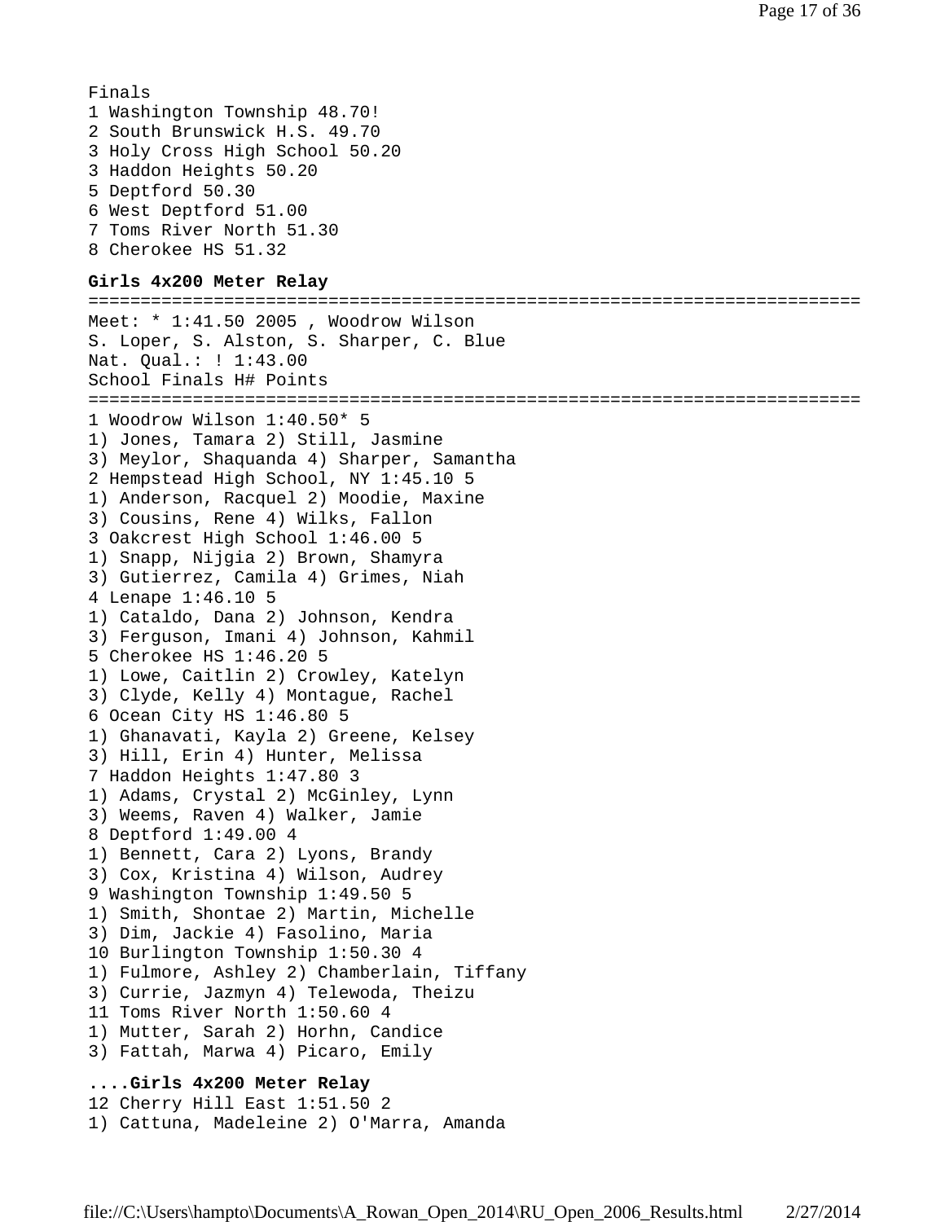Finals
1 Washington Township 48.70!
2 South Brunswick H.S. 49.70
3 Holy Cross High School 50.20
3 Haddon Heights 50.20
5 Deptford 50.30
6 West Deptford 51.00
7 Toms River North 51.30
8 Cherokee HS 51.32

**Girls 4x200 Meter Relay**

```
=========================================================================
Meet: * 1:41.50 2005 , Woodrow Wilson
S. Loper, S. Alston, S. Sharper, C. Blue
Nat. Qual.: ! 1:43.00
School Finals H# Points
=========================================================================
1 Woodrow Wilson 1:40.50* 5
1) Jones, Tamara 2) Still, Jasmine
3) Meylor, Shaquanda 4) Sharper, Samantha
2 Hempstead High School, NY 1:45.10 5
1) Anderson, Racquel 2) Moodie, Maxine
3) Cousins, Rene 4) Wilks, Fallon
3 Oakcrest High School 1:46.00 5
1) Snapp, Nijgia 2) Brown, Shamyra
3) Gutierrez, Camila 4) Grimes, Niah
4 Lenape 1:46.10 5
1) Cataldo, Dana 2) Johnson, Kendra
3) Ferguson, Imani 4) Johnson, Kahmil
5 Cherokee HS 1:46.20 5
1) Lowe, Caitlin 2) Crowley, Katelyn
3) Clyde, Kelly 4) Montague, Rachel
6 Ocean City HS 1:46.80 5
1) Ghanavati, Kayla 2) Greene, Kelsey
3) Hill, Erin 4) Hunter, Melissa
7 Haddon Heights 1:47.80 3
1) Adams, Crystal 2) McGinley, Lynn
3) Weems, Raven 4) Walker, Jamie
8 Deptford 1:49.00 4
1) Bennett, Cara 2) Lyons, Brandy
3) Cox, Kristina 4) Wilson, Audrey
9 Washington Township 1:49.50 5
1) Smith, Shontae 2) Martin, Michelle
3) Dim, Jackie 4) Fasolino, Maria
10 Burlington Township 1:50.30 4
1) Fulmore, Ashley 2) Chamberlain, Tiffany
3) Currie, Jazmyn 4) Telewoda, Theizu
11 Toms River North 1:50.60 4
1) Mutter, Sarah 2) Horhn, Candice
3) Fattah, Marwa 4) Picaro, Emily
```

**....Girls 4x200 Meter Relay**

```
12 Cherry Hill East 1:51.50 2
1) Cattuna, Madeleine 2) O'Marra, Amanda
```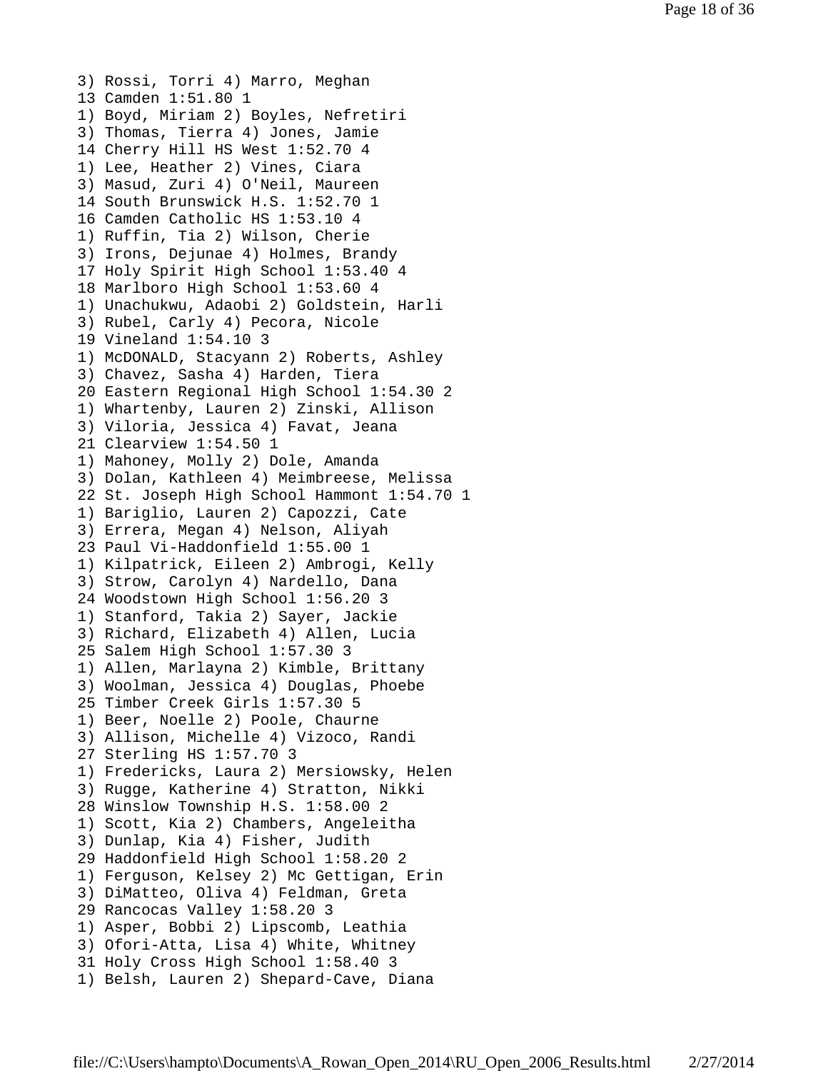3) Rossi, Torri 4) Marro, Meghan
13 Camden 1:51.80 1
1) Boyd, Miriam 2) Boyles, Nefretiri
3) Thomas, Tierra 4) Jones, Jamie
14 Cherry Hill HS West 1:52.70 4
1) Lee, Heather 2) Vines, Ciara
3) Masud, Zuri 4) O'Neil, Maureen
14 South Brunswick H.S. 1:52.70 1
16 Camden Catholic HS 1:53.10 4
1) Ruffin, Tia 2) Wilson, Cherie
3) Irons, Dejunae 4) Holmes, Brandy
17 Holy Spirit High School 1:53.40 4
18 Marlboro High School 1:53.60 4
1) Unachukwu, Adaobi 2) Goldstein, Harli
3) Rubel, Carly 4) Pecora, Nicole
19 Vineland 1:54.10 3
1) McDONALD, Stacyann 2) Roberts, Ashley
3) Chavez, Sasha 4) Harden, Tiera
20 Eastern Regional High School 1:54.30 2
1) Whartenby, Lauren 2) Zinski, Allison
3) Viloria, Jessica 4) Favat, Jeana
21 Clearview 1:54.50 1
1) Mahoney, Molly 2) Dole, Amanda
3) Dolan, Kathleen 4) Meimbreese, Melissa
22 St. Joseph High School Hammont 1:54.70 1
1) Bariglio, Lauren 2) Capozzi, Cate
3) Errera, Megan 4) Nelson, Aliyah
23 Paul Vi-Haddonfield 1:55.00 1
1) Kilpatrick, Eileen 2) Ambrogi, Kelly
3) Strow, Carolyn 4) Nardello, Dana
24 Woodstown High School 1:56.20 3
1) Stanford, Takia 2) Sayer, Jackie
3) Richard, Elizabeth 4) Allen, Lucia
25 Salem High School 1:57.30 3
1) Allen, Marlayna 2) Kimble, Brittany
3) Woolman, Jessica 4) Douglas, Phoebe
25 Timber Creek Girls 1:57.30 5
1) Beer, Noelle 2) Poole, Chaurne
3) Allison, Michelle 4) Vizoco, Randi
27 Sterling HS 1:57.70 3
1) Fredericks, Laura 2) Mersiowsky, Helen
3) Rugge, Katherine 4) Stratton, Nikki
28 Winslow Township H.S. 1:58.00 2
1) Scott, Kia 2) Chambers, Angeleitha
3) Dunlap, Kia 4) Fisher, Judith
29 Haddonfield High School 1:58.20 2
1) Ferguson, Kelsey 2) Mc Gettigan, Erin
3) DiMatteo, Oliva 4) Feldman, Greta
29 Rancocas Valley 1:58.20 3
1) Asper, Bobbi 2) Lipscomb, Leathia
3) Ofori-Atta, Lisa 4) White, Whitney
31 Holy Cross High School 1:58.40 3
1) Belsh, Lauren 2) Shepard-Cave, Diana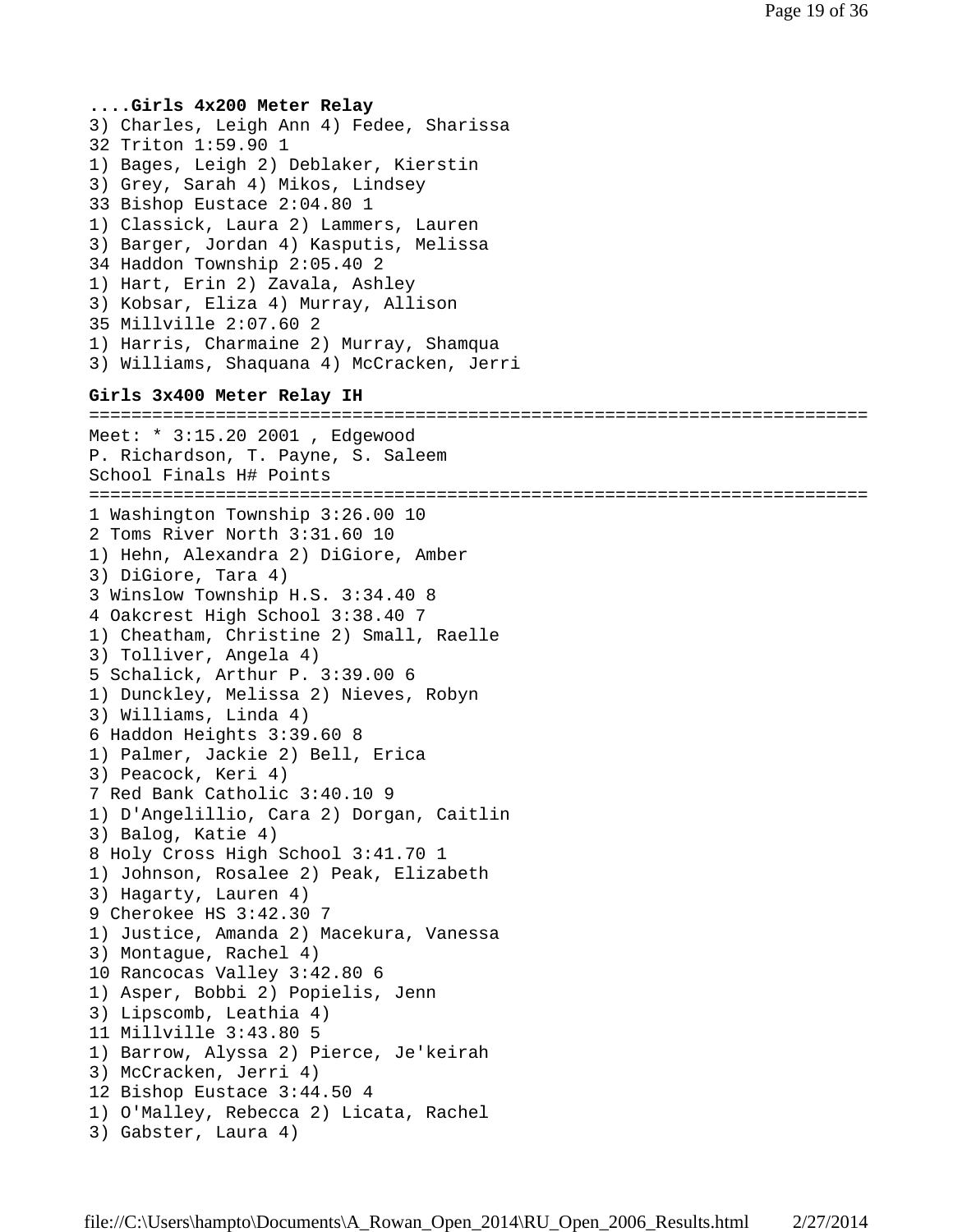**....Girls 4x200 Meter Relay**

```
3) Charles, Leigh Ann 4) Fedee, Sharissa
32 Triton 1:59.90 1
1) Bages, Leigh 2) Deblaker, Kierstin
3) Grey, Sarah 4) Mikos, Lindsey
33 Bishop Eustace 2:04.80 1
1) Classick, Laura 2) Lammers, Lauren
3) Barger, Jordan 4) Kasputis, Melissa
34 Haddon Township 2:05.40 2
1) Hart, Erin 2) Zavala, Ashley
3) Kobsar, Eliza 4) Murray, Allison
35 Millville 2:07.60 2
1) Harris, Charmaine 2) Murray, Shamqua
3) Williams, Shaquana 4) McCracken, Jerri
```

**Girls 3x400 Meter Relay IH**

```
=========================================================================
Meet: * 3:15.20 2001 , Edgewood
P. Richardson, T. Payne, S. Saleem
School Finals H# Points
=========================================================================
1 Washington Township 3:26.00 10
2 Toms River North 3:31.60 10
1) Hehn, Alexandra 2) DiGiore, Amber
3) DiGiore, Tara 4)
3 Winslow Township H.S. 3:34.40 8
4 Oakcrest High School 3:38.40 7
1) Cheatham, Christine 2) Small, Raelle
3) Tolliver, Angela 4)
5 Schalick, Arthur P. 3:39.00 6
1) Dunckley, Melissa 2) Nieves, Robyn
3) Williams, Linda 4)
6 Haddon Heights 3:39.60 8
1) Palmer, Jackie 2) Bell, Erica
3) Peacock, Keri 4)
7 Red Bank Catholic 3:40.10 9
1) D'Angelillio, Cara 2) Dorgan, Caitlin
3) Balog, Katie 4)
8 Holy Cross High School 3:41.70 1
1) Johnson, Rosalee 2) Peak, Elizabeth
3) Hagarty, Lauren 4)
9 Cherokee HS 3:42.30 7
1) Justice, Amanda 2) Macekura, Vanessa
3) Montague, Rachel 4)
10 Rancocas Valley 3:42.80 6
1) Asper, Bobbi 2) Popielis, Jenn
3) Lipscomb, Leathia 4)
11 Millville 3:43.80 5
1) Barrow, Alyssa 2) Pierce, Je'keirah
3) McCracken, Jerri 4)
12 Bishop Eustace 3:44.50 4
1) O'Malley, Rebecca 2) Licata, Rachel
3) Gabster, Laura 4)
```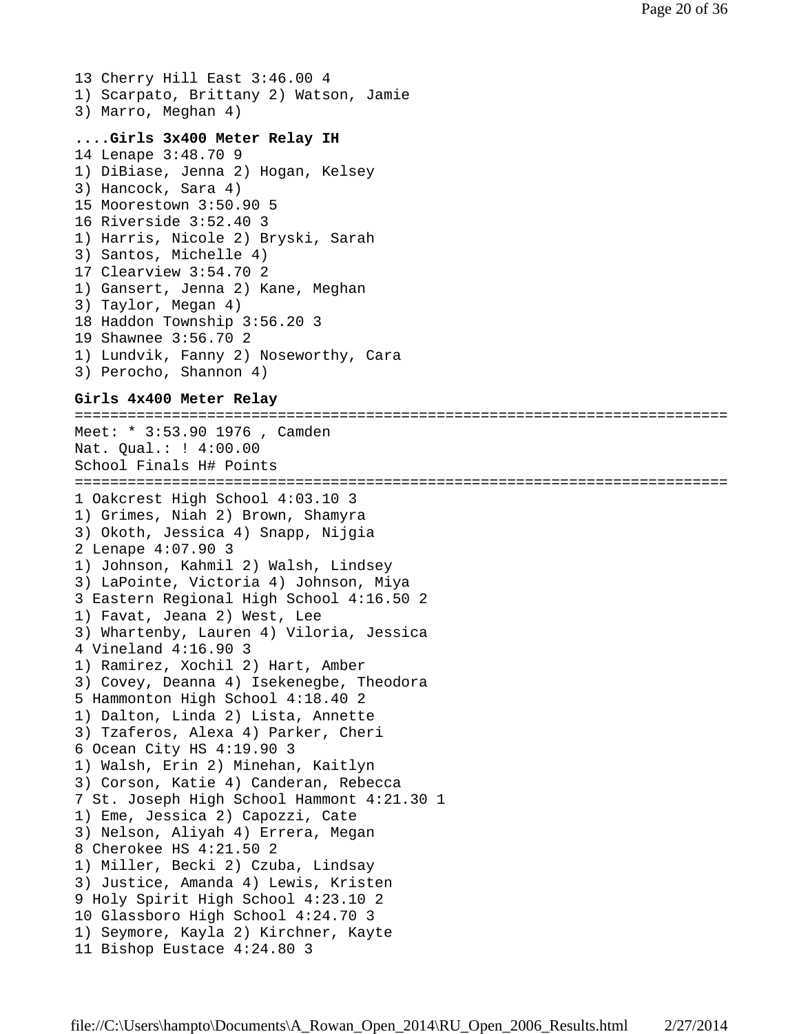13 Cherry Hill East 3:46.00 4
1) Scarpato, Brittany 2) Watson, Jamie
3) Marro, Meghan 4)

**....Girls 3x400 Meter Relay IH**

14 Lenape 3:48.70 9
1) DiBiase, Jenna 2) Hogan, Kelsey
3) Hancock, Sara 4)
15 Moorestown 3:50.90 5
16 Riverside 3:52.40 3
1) Harris, Nicole 2) Bryski, Sarah
3) Santos, Michelle 4)
17 Clearview 3:54.70 2
1) Gansert, Jenna 2) Kane, Meghan
3) Taylor, Megan 4)
18 Haddon Township 3:56.20 3
19 Shawnee 3:56.70 2
1) Lundvik, Fanny 2) Noseworthy, Cara
3) Perocho, Shannon 4)

**Girls 4x400 Meter Relay**

```
=========================================================================
Meet: * 3:53.90 1976 , Camden
Nat. Qual.: ! 4:00.00
School Finals H# Points
=========================================================================
```

1 Oakcrest High School 4:03.10 3
1) Grimes, Niah 2) Brown, Shamyra
3) Okoth, Jessica 4) Snapp, Nijgia
2 Lenape 4:07.90 3
1) Johnson, Kahmil 2) Walsh, Lindsey
3) LaPointe, Victoria 4) Johnson, Miya
3 Eastern Regional High School 4:16.50 2
1) Favat, Jeana 2) West, Lee
3) Whartenby, Lauren 4) Viloria, Jessica
4 Vineland 4:16.90 3
1) Ramirez, Xochil 2) Hart, Amber
3) Covey, Deanna 4) Isekenegbe, Theodora
5 Hammonton High School 4:18.40 2
1) Dalton, Linda 2) Lista, Annette
3) Tzaferos, Alexa 4) Parker, Cheri
6 Ocean City HS 4:19.90 3
1) Walsh, Erin 2) Minehan, Kaitlyn
3) Corson, Katie 4) Canderan, Rebecca
7 St. Joseph High School Hammont 4:21.30 1
1) Eme, Jessica 2) Capozzi, Cate
3) Nelson, Aliyah 4) Errera, Megan
8 Cherokee HS 4:21.50 2
1) Miller, Becki 2) Czuba, Lindsay
3) Justice, Amanda 4) Lewis, Kristen
9 Holy Spirit High School 4:23.10 2
10 Glassboro High School 4:24.70 3
1) Seymore, Kayla 2) Kirchner, Kayte
11 Bishop Eustace 4:24.80 3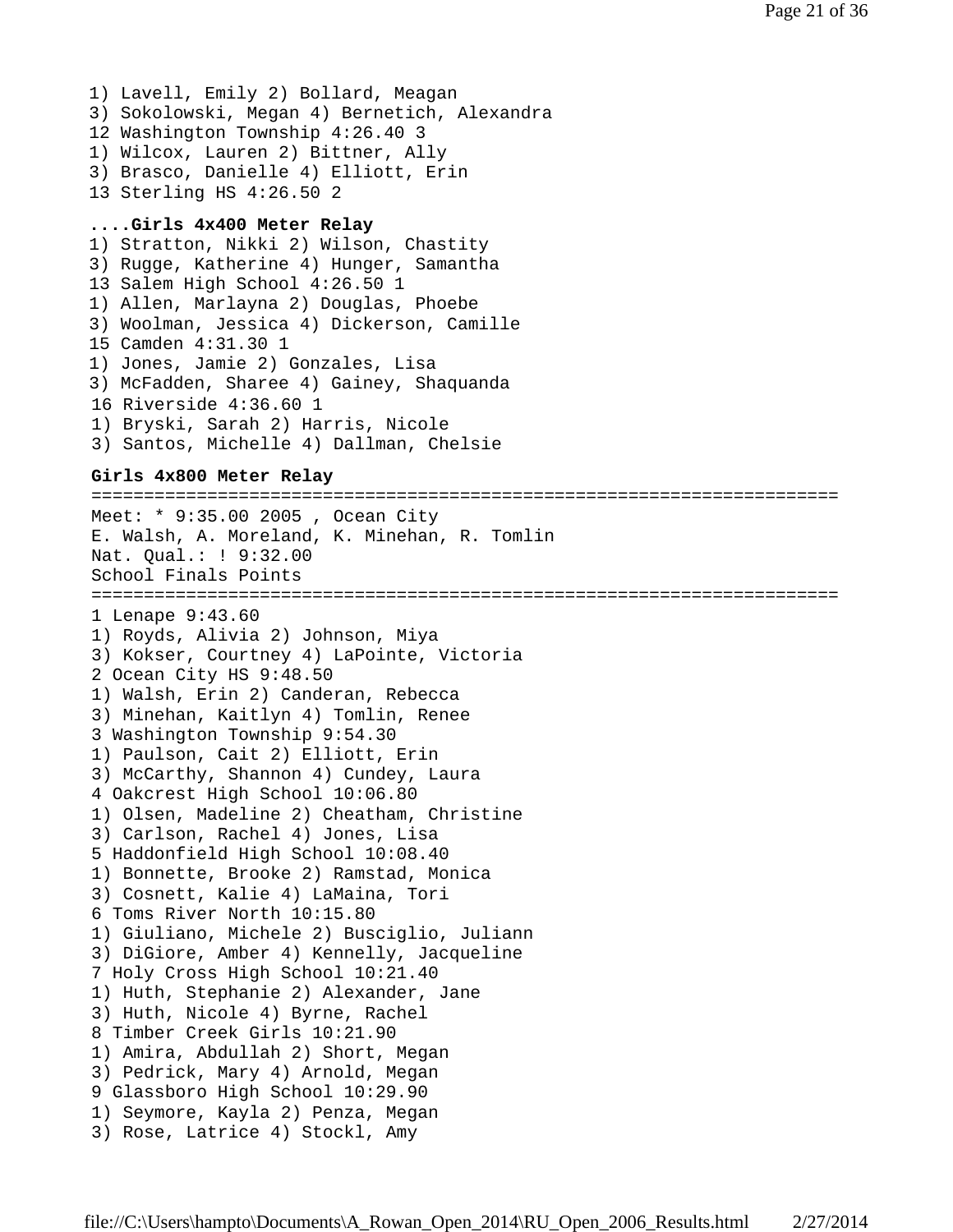1) Lavell, Emily 2) Bollard, Meagan
3) Sokolowski, Megan 4) Bernetich, Alexandra
12 Washington Township 4:26.40 3
1) Wilcox, Lauren 2) Bittner, Ally
3) Brasco, Danielle 4) Elliott, Erin
13 Sterling HS 4:26.50 2

**....Girls 4x400 Meter Relay**

1) Stratton, Nikki 2) Wilson, Chastity
3) Rugge, Katherine 4) Hunger, Samantha
13 Salem High School 4:26.50 1
1) Allen, Marlayna 2) Douglas, Phoebe
3) Woolman, Jessica 4) Dickerson, Camille
15 Camden 4:31.30 1
1) Jones, Jamie 2) Gonzales, Lisa
3) McFadden, Sharee 4) Gainey, Shaquanda
16 Riverside 4:36.60 1
1) Bryski, Sarah 2) Harris, Nicole
3) Santos, Michelle 4) Dallman, Chelsie

**Girls 4x800 Meter Relay**

```
=======================================================================
Meet: * 9:35.00 2005 , Ocean City
E. Walsh, A. Moreland, K. Minehan, R. Tomlin
Nat. Qual.: ! 9:32.00
School Finals Points
=======================================================================
1 Lenape 9:43.60
1) Royds, Alivia 2) Johnson, Miya
3) Kokser, Courtney 4) LaPointe, Victoria
2 Ocean City HS 9:48.50
1) Walsh, Erin 2) Canderan, Rebecca
3) Minehan, Kaitlyn 4) Tomlin, Renee
3 Washington Township 9:54.30
1) Paulson, Cait 2) Elliott, Erin
3) McCarthy, Shannon 4) Cundey, Laura
4 Oakcrest High School 10:06.80
1) Olsen, Madeline 2) Cheatham, Christine
3) Carlson, Rachel 4) Jones, Lisa
5 Haddonfield High School 10:08.40
1) Bonnette, Brooke 2) Ramstad, Monica
3) Cosnett, Kalie 4) LaMaina, Tori
6 Toms River North 10:15.80
1) Giuliano, Michele 2) Busciglio, Juliann
3) DiGiore, Amber 4) Kennelly, Jacqueline
7 Holy Cross High School 10:21.40
1) Huth, Stephanie 2) Alexander, Jane
3) Huth, Nicole 4) Byrne, Rachel
8 Timber Creek Girls 10:21.90
1) Amira, Abdullah 2) Short, Megan
3) Pedrick, Mary 4) Arnold, Megan
9 Glassboro High School 10:29.90
1) Seymore, Kayla 2) Penza, Megan
3) Rose, Latrice 4) Stockl, Amy
```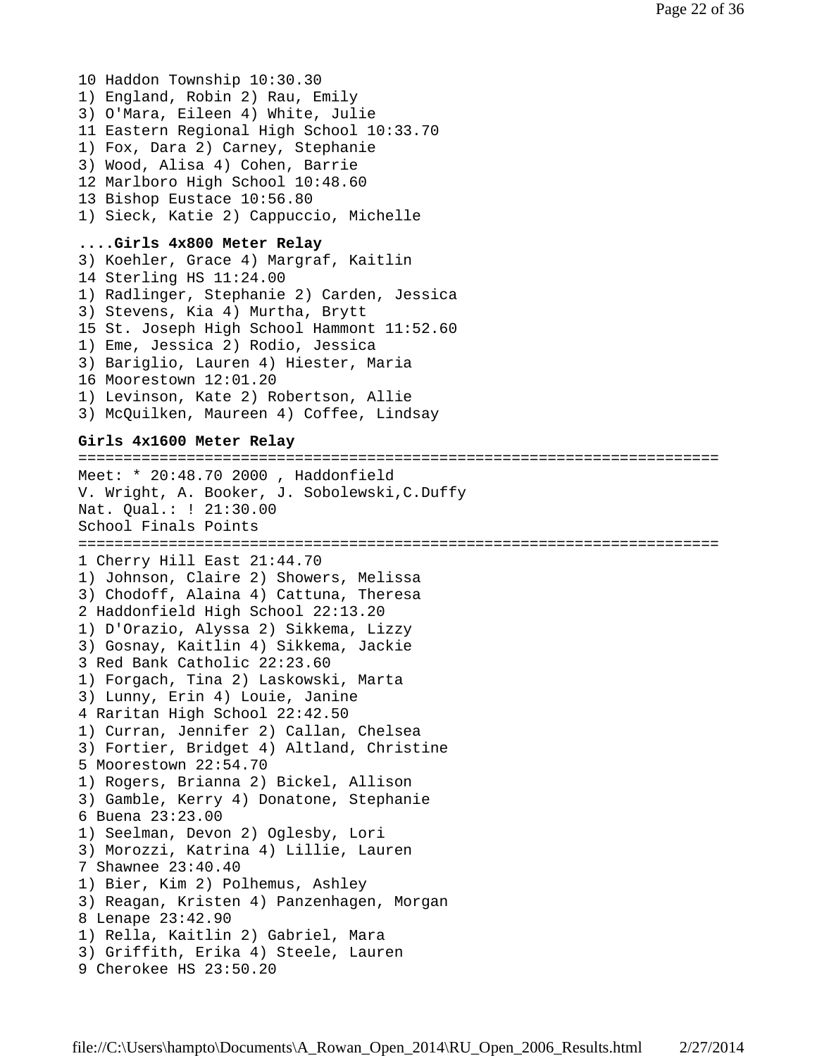10 Haddon Township 10:30.30
1) England, Robin 2) Rau, Emily
3) O'Mara, Eileen 4) White, Julie
11 Eastern Regional High School 10:33.70
1) Fox, Dara 2) Carney, Stephanie
3) Wood, Alisa 4) Cohen, Barrie
12 Marlboro High School 10:48.60
13 Bishop Eustace 10:56.80
1) Sieck, Katie 2) Cappuccio, Michelle

**....Girls 4x800 Meter Relay**

3) Koehler, Grace 4) Margraf, Kaitlin
14 Sterling HS 11:24.00
1) Radlinger, Stephanie 2) Carden, Jessica
3) Stevens, Kia 4) Murtha, Brytt
15 St. Joseph High School Hammont 11:52.60
1) Eme, Jessica 2) Rodio, Jessica
3) Bariglio, Lauren 4) Hiester, Maria
16 Moorestown 12:01.20
1) Levinson, Kate 2) Robertson, Allie
3) McQuilken, Maureen 4) Coffee, Lindsay

**Girls 4x1600 Meter Relay**

```
=======================================================================
Meet: * 20:48.70 2000 , Haddonfield
V. Wright, A. Booker, J. Sobolewski,C.Duffy
Nat. Qual.: ! 21:30.00
School Finals Points
=======================================================================
1 Cherry Hill East 21:44.70
1) Johnson, Claire 2) Showers, Melissa
3) Chodoff, Alaina 4) Cattuna, Theresa
2 Haddonfield High School 22:13.20
1) D'Orazio, Alyssa 2) Sikkema, Lizzy
3) Gosnay, Kaitlin 4) Sikkema, Jackie
3 Red Bank Catholic 22:23.60
1) Forgach, Tina 2) Laskowski, Marta
3) Lunny, Erin 4) Louie, Janine
4 Raritan High School 22:42.50
1) Curran, Jennifer 2) Callan, Chelsea
3) Fortier, Bridget 4) Altland, Christine
5 Moorestown 22:54.70
1) Rogers, Brianna 2) Bickel, Allison
3) Gamble, Kerry 4) Donatone, Stephanie
6 Buena 23:23.00
1) Seelman, Devon 2) Oglesby, Lori
3) Morozzi, Katrina 4) Lillie, Lauren
7 Shawnee 23:40.40
1) Bier, Kim 2) Polhemus, Ashley
3) Reagan, Kristen 4) Panzenhagen, Morgan
8 Lenape 23:42.90
1) Rella, Kaitlin 2) Gabriel, Mara
3) Griffith, Erika 4) Steele, Lauren
9 Cherokee HS 23:50.20
```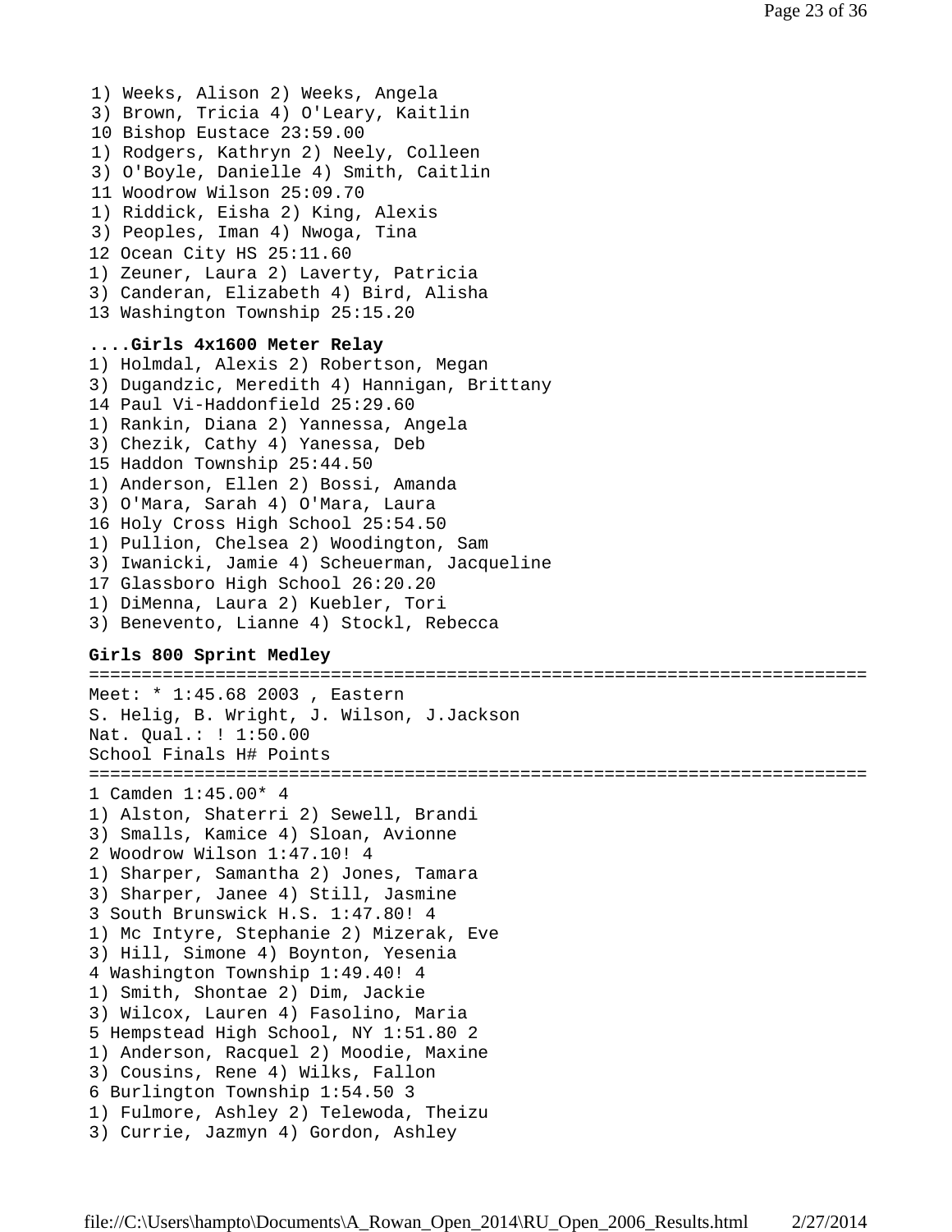1) Weeks, Alison 2) Weeks, Angela
3) Brown, Tricia 4) O'Leary, Kaitlin
10 Bishop Eustace 23:59.00
1) Rodgers, Kathryn 2) Neely, Colleen
3) O'Boyle, Danielle 4) Smith, Caitlin
11 Woodrow Wilson 25:09.70
1) Riddick, Eisha 2) King, Alexis
3) Peoples, Iman 4) Nwoga, Tina
12 Ocean City HS 25:11.60
1) Zeuner, Laura 2) Laverty, Patricia
3) Canderan, Elizabeth 4) Bird, Alisha
13 Washington Township 25:15.20

**....Girls 4x1600 Meter Relay**

1) Holmdal, Alexis 2) Robertson, Megan
3) Dugandzic, Meredith 4) Hannigan, Brittany
14 Paul Vi-Haddonfield 25:29.60
1) Rankin, Diana 2) Yannessa, Angela
3) Chezik, Cathy 4) Yanessa, Deb
15 Haddon Township 25:44.50
1) Anderson, Ellen 2) Bossi, Amanda
3) O'Mara, Sarah 4) O'Mara, Laura
16 Holy Cross High School 25:54.50
1) Pullion, Chelsea 2) Woodington, Sam
3) Iwanicki, Jamie 4) Scheuerman, Jacqueline
17 Glassboro High School 26:20.20
1) DiMenna, Laura 2) Kuebler, Tori
3) Benevento, Lianne 4) Stockl, Rebecca

**Girls 800 Sprint Medley**

```
================================================================================
Meet: * 1:45.68 2003 , Eastern
S. Helig, B. Wright, J. Wilson, J.Jackson
Nat. Qual.: ! 1:50.00
School Finals H# Points
================================================================================
1 Camden 1:45.00* 4
1) Alston, Shaterri 2) Sewell, Brandi
3) Smalls, Kamice 4) Sloan, Avionne
2 Woodrow Wilson 1:47.10! 4
1) Sharper, Samantha 2) Jones, Tamara
3) Sharper, Janee 4) Still, Jasmine
3 South Brunswick H.S. 1:47.80! 4
1) Mc Intyre, Stephanie 2) Mizerak, Eve
3) Hill, Simone 4) Boynton, Yesenia
4 Washington Township 1:49.40! 4
1) Smith, Shontae 2) Dim, Jackie
3) Wilcox, Lauren 4) Fasolino, Maria
5 Hempstead High School, NY 1:51.80 2
1) Anderson, Racquel 2) Moodie, Maxine
3) Cousins, Rene 4) Wilks, Fallon
6 Burlington Township 1:54.50 3
1) Fulmore, Ashley 2) Telewoda, Theizu
3) Currie, Jazmyn 4) Gordon, Ashley
```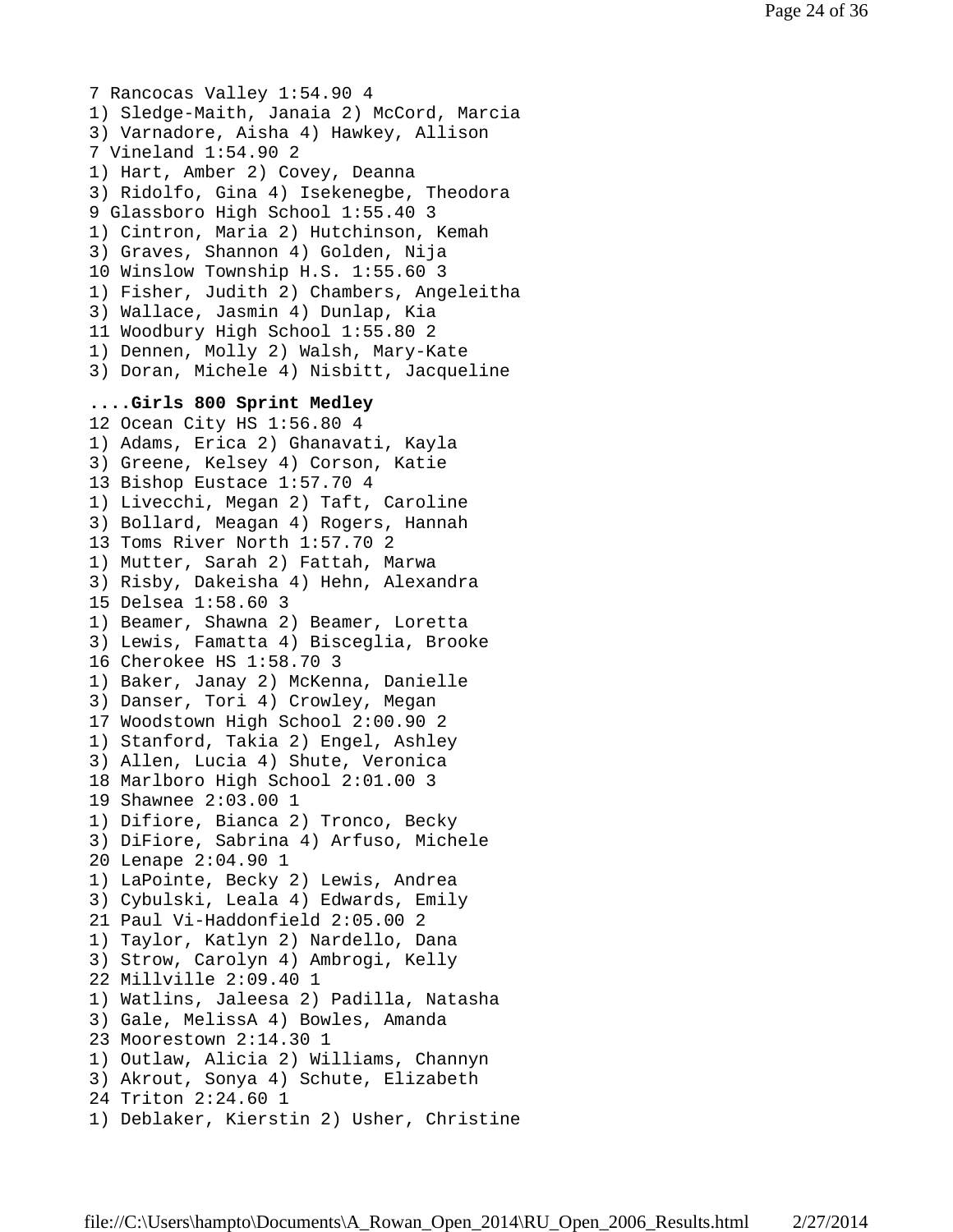7 Rancocas Valley 1:54.90 4
1) Sledge-Maith, Janaia 2) McCord, Marcia
3) Varnadore, Aisha 4) Hawkey, Allison
7 Vineland 1:54.90 2
1) Hart, Amber 2) Covey, Deanna
3) Ridolfo, Gina 4) Isekenegbe, Theodora
9 Glassboro High School 1:55.40 3
1) Cintron, Maria 2) Hutchinson, Kemah
3) Graves, Shannon 4) Golden, Nija
10 Winslow Township H.S. 1:55.60 3
1) Fisher, Judith 2) Chambers, Angeleitha
3) Wallace, Jasmin 4) Dunlap, Kia
11 Woodbury High School 1:55.80 2
1) Dennen, Molly 2) Walsh, Mary-Kate
3) Doran, Michele 4) Nisbitt, Jacqueline

**....Girls 800 Sprint Medley**

12 Ocean City HS 1:56.80 4
1) Adams, Erica 2) Ghanavati, Kayla
3) Greene, Kelsey 4) Corson, Katie
13 Bishop Eustace 1:57.70 4
1) Livecchi, Megan 2) Taft, Caroline
3) Bollard, Meagan 4) Rogers, Hannah
13 Toms River North 1:57.70 2
1) Mutter, Sarah 2) Fattah, Marwa
3) Risby, Dakeisha 4) Hehn, Alexandra
15 Delsea 1:58.60 3
1) Beamer, Shawna 2) Beamer, Loretta
3) Lewis, Famatta 4) Bisceglia, Brooke
16 Cherokee HS 1:58.70 3
1) Baker, Janay 2) McKenna, Danielle
3) Danser, Tori 4) Crowley, Megan
17 Woodstown High School 2:00.90 2
1) Stanford, Takia 2) Engel, Ashley
3) Allen, Lucia 4) Shute, Veronica
18 Marlboro High School 2:01.00 3
19 Shawnee 2:03.00 1
1) Difiore, Bianca 2) Tronco, Becky
3) DiFiore, Sabrina 4) Arfuso, Michele
20 Lenape 2:04.90 1
1) LaPointe, Becky 2) Lewis, Andrea
3) Cybulski, Leala 4) Edwards, Emily
21 Paul Vi-Haddonfield 2:05.00 2
1) Taylor, Katlyn 2) Nardello, Dana
3) Strow, Carolyn 4) Ambrogi, Kelly
22 Millville 2:09.40 1
1) Watlins, Jaleesa 2) Padilla, Natasha
3) Gale, MelissA 4) Bowles, Amanda
23 Moorestown 2:14.30 1
1) Outlaw, Alicia 2) Williams, Channyn
3) Akrout, Sonya 4) Schute, Elizabeth
24 Triton 2:24.60 1
1) Deblaker, Kierstin 2) Usher, Christine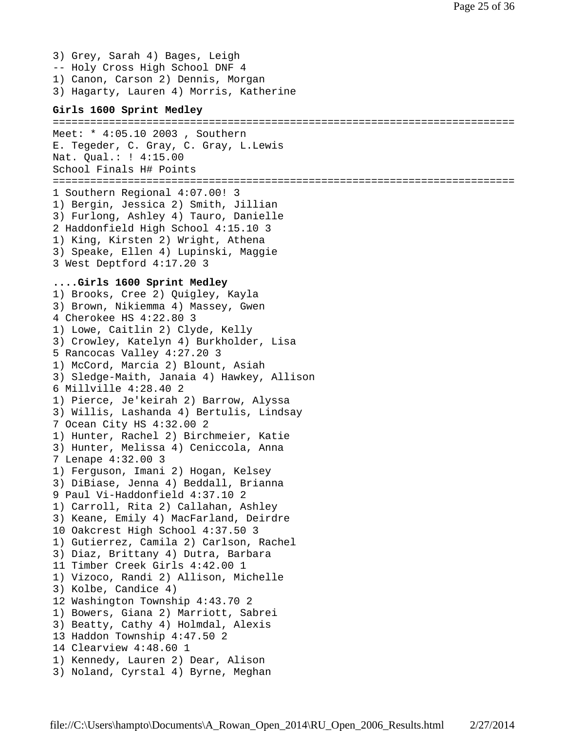3) Grey, Sarah 4) Bages, Leigh
-- Holy Cross High School DNF 4
1) Canon, Carson 2) Dennis, Morgan
3) Hagarty, Lauren 4) Morris, Katherine

**Girls 1600 Sprint Medley**

```
=========================================================================
Meet: * 4:05.10 2003 , Southern
E. Tegeder, C. Gray, C. Gray, L.Lewis
Nat. Qual.: ! 4:15.00
School Finals H# Points
=========================================================================
1 Southern Regional 4:07.00! 3
1) Bergin, Jessica 2) Smith, Jillian
3) Furlong, Ashley 4) Tauro, Danielle
2 Haddonfield High School 4:15.10 3
1) King, Kirsten 2) Wright, Athena
3) Speake, Ellen 4) Lupinski, Maggie
3 West Deptford 4:17.20 3
```

**....Girls 1600 Sprint Medley**

```
1) Brooks, Cree 2) Quigley, Kayla
3) Brown, Nikiemma 4) Massey, Gwen
4 Cherokee HS 4:22.80 3
1) Lowe, Caitlin 2) Clyde, Kelly
3) Crowley, Katelyn 4) Burkholder, Lisa
5 Rancocas Valley 4:27.20 3
1) McCord, Marcia 2) Blount, Asiah
3) Sledge-Maith, Janaia 4) Hawkey, Allison
6 Millville 4:28.40 2
1) Pierce, Je'keirah 2) Barrow, Alyssa
3) Willis, Lashanda 4) Bertulis, Lindsay
7 Ocean City HS 4:32.00 2
1) Hunter, Rachel 2) Birchmeier, Katie
3) Hunter, Melissa 4) Ceniccola, Anna
7 Lenape 4:32.00 3
1) Ferguson, Imani 2) Hogan, Kelsey
3) DiBiase, Jenna 4) Beddall, Brianna
9 Paul Vi-Haddonfield 4:37.10 2
1) Carroll, Rita 2) Callahan, Ashley
3) Keane, Emily 4) MacFarland, Deirdre
10 Oakcrest High School 4:37.50 3
1) Gutierrez, Camila 2) Carlson, Rachel
3) Diaz, Brittany 4) Dutra, Barbara
11 Timber Creek Girls 4:42.00 1
1) Vizoco, Randi 2) Allison, Michelle
3) Kolbe, Candice 4)
12 Washington Township 4:43.70 2
1) Bowers, Giana 2) Marriott, Sabrei
3) Beatty, Cathy 4) Holmdal, Alexis
13 Haddon Township 4:47.50 2
14 Clearview 4:48.60 1
1) Kennedy, Lauren 2) Dear, Alison
3) Noland, Cyrstal 4) Byrne, Meghan
```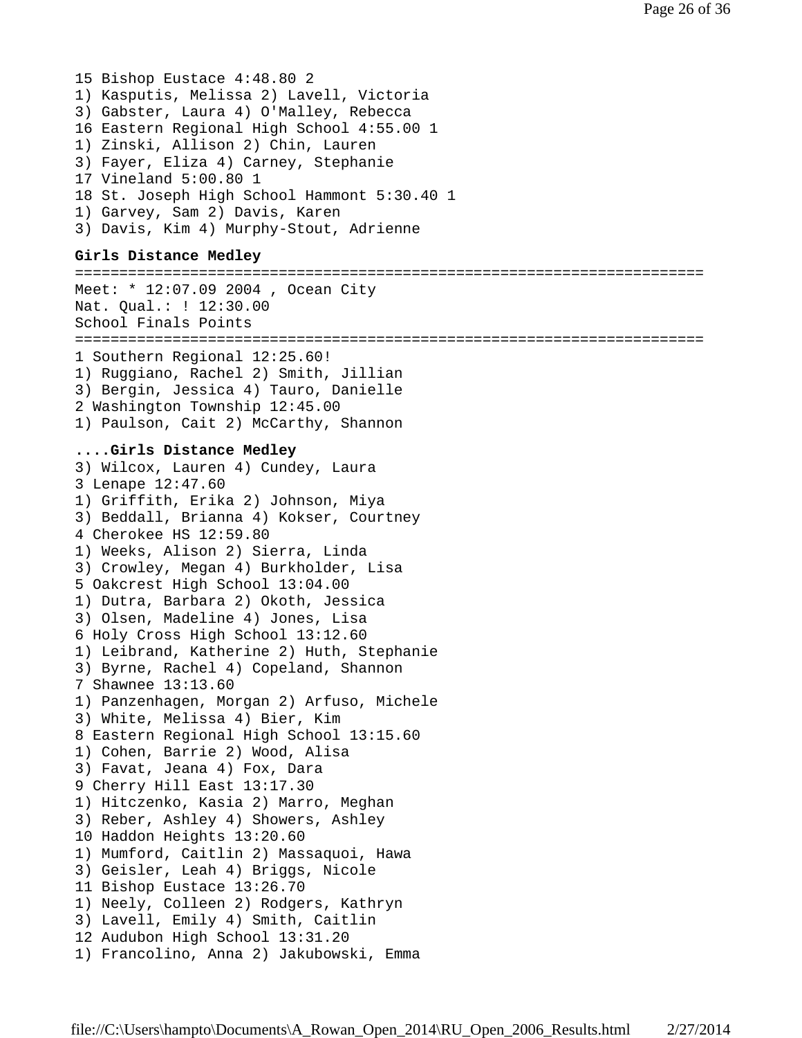15 Bishop Eustace 4:48.80 2
1) Kasputis, Melissa 2) Lavell, Victoria
3) Gabster, Laura 4) O'Malley, Rebecca
16 Eastern Regional High School 4:55.00 1
1) Zinski, Allison 2) Chin, Lauren
3) Fayer, Eliza 4) Carney, Stephanie
17 Vineland 5:00.80 1
18 St. Joseph High School Hammont 5:30.40 1
1) Garvey, Sam 2) Davis, Karen
3) Davis, Kim 4) Murphy-Stout, Adrienne

**Girls Distance Medley**

```
=======================================================================
Meet: * 12:07.09 2004 , Ocean City
Nat. Qual.: ! 12:30.00
School Finals Points
=======================================================================
```

1 Southern Regional 12:25.60!
1) Ruggiano, Rachel 2) Smith, Jillian
3) Bergin, Jessica 4) Tauro, Danielle
2 Washington Township 12:45.00
1) Paulson, Cait 2) McCarthy, Shannon

**....Girls Distance Medley**

3) Wilcox, Lauren 4) Cundey, Laura
3 Lenape 12:47.60
1) Griffith, Erika 2) Johnson, Miya
3) Beddall, Brianna 4) Kokser, Courtney
4 Cherokee HS 12:59.80
1) Weeks, Alison 2) Sierra, Linda
3) Crowley, Megan 4) Burkholder, Lisa
5 Oakcrest High School 13:04.00
1) Dutra, Barbara 2) Okoth, Jessica
3) Olsen, Madeline 4) Jones, Lisa
6 Holy Cross High School 13:12.60
1) Leibrand, Katherine 2) Huth, Stephanie
3) Byrne, Rachel 4) Copeland, Shannon
7 Shawnee 13:13.60
1) Panzenhagen, Morgan 2) Arfuso, Michele
3) White, Melissa 4) Bier, Kim
8 Eastern Regional High School 13:15.60
1) Cohen, Barrie 2) Wood, Alisa
3) Favat, Jeana 4) Fox, Dara
9 Cherry Hill East 13:17.30
1) Hitczenko, Kasia 2) Marro, Meghan
3) Reber, Ashley 4) Showers, Ashley
10 Haddon Heights 13:20.60
1) Mumford, Caitlin 2) Massaquoi, Hawa
3) Geisler, Leah 4) Briggs, Nicole
11 Bishop Eustace 13:26.70
1) Neely, Colleen 2) Rodgers, Kathryn
3) Lavell, Emily 4) Smith, Caitlin
12 Audubon High School 13:31.20
1) Francolino, Anna 2) Jakubowski, Emma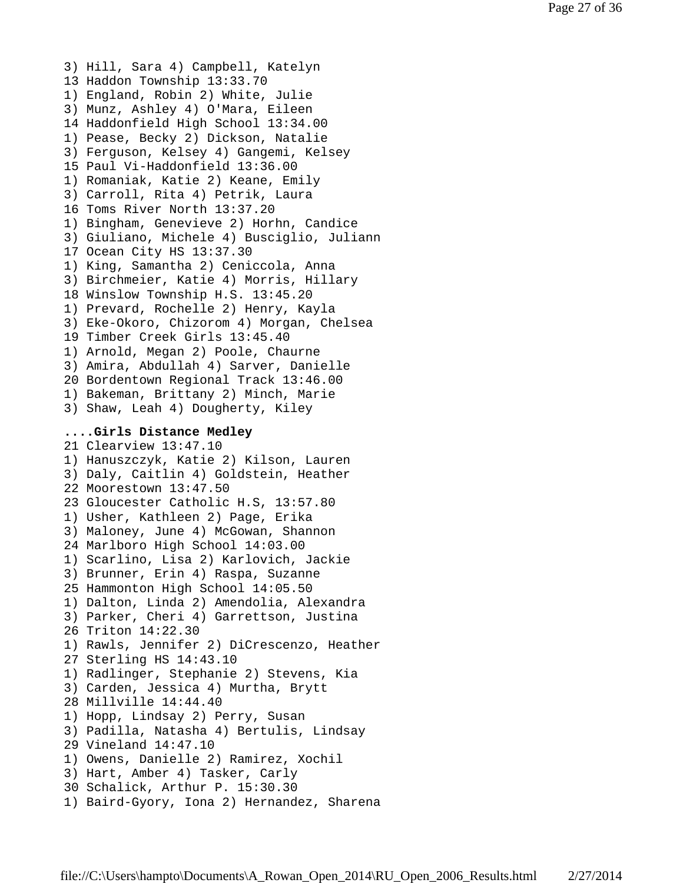3) Hill, Sara 4) Campbell, Katelyn
13 Haddon Township 13:33.70
1) England, Robin 2) White, Julie
3) Munz, Ashley 4) O'Mara, Eileen
14 Haddonfield High School 13:34.00
1) Pease, Becky 2) Dickson, Natalie
3) Ferguson, Kelsey 4) Gangemi, Kelsey
15 Paul Vi-Haddonfield 13:36.00
1) Romaniak, Katie 2) Keane, Emily
3) Carroll, Rita 4) Petrik, Laura
16 Toms River North 13:37.20
1) Bingham, Genevieve 2) Horhn, Candice
3) Giuliano, Michele 4) Busciglio, Juliann
17 Ocean City HS 13:37.30
1) King, Samantha 2) Ceniccola, Anna
3) Birchmeier, Katie 4) Morris, Hillary
18 Winslow Township H.S. 13:45.20
1) Prevard, Rochelle 2) Henry, Kayla
3) Eke-Okoro, Chizorom 4) Morgan, Chelsea
19 Timber Creek Girls 13:45.40
1) Arnold, Megan 2) Poole, Chaurne
3) Amira, Abdullah 4) Sarver, Danielle
20 Bordentown Regional Track 13:46.00
1) Bakeman, Brittany 2) Minch, Marie
3) Shaw, Leah 4) Dougherty, Kiley

**....Girls Distance Medley**

21 Clearview 13:47.10
1) Hanuszczyk, Katie 2) Kilson, Lauren
3) Daly, Caitlin 4) Goldstein, Heather
22 Moorestown 13:47.50
23 Gloucester Catholic H.S, 13:57.80
1) Usher, Kathleen 2) Page, Erika
3) Maloney, June 4) McGowan, Shannon
24 Marlboro High School 14:03.00
1) Scarlino, Lisa 2) Karlovich, Jackie
3) Brunner, Erin 4) Raspa, Suzanne
25 Hammonton High School 14:05.50
1) Dalton, Linda 2) Amendolia, Alexandra
3) Parker, Cheri 4) Garrettson, Justina
26 Triton 14:22.30
1) Rawls, Jennifer 2) DiCrescenzo, Heather
27 Sterling HS 14:43.10
1) Radlinger, Stephanie 2) Stevens, Kia
3) Carden, Jessica 4) Murtha, Brytt
28 Millville 14:44.40
1) Hopp, Lindsay 2) Perry, Susan
3) Padilla, Natasha 4) Bertulis, Lindsay
29 Vineland 14:47.10
1) Owens, Danielle 2) Ramirez, Xochil
3) Hart, Amber 4) Tasker, Carly
30 Schalick, Arthur P. 15:30.30
1) Baird-Gyory, Iona 2) Hernandez, Sharena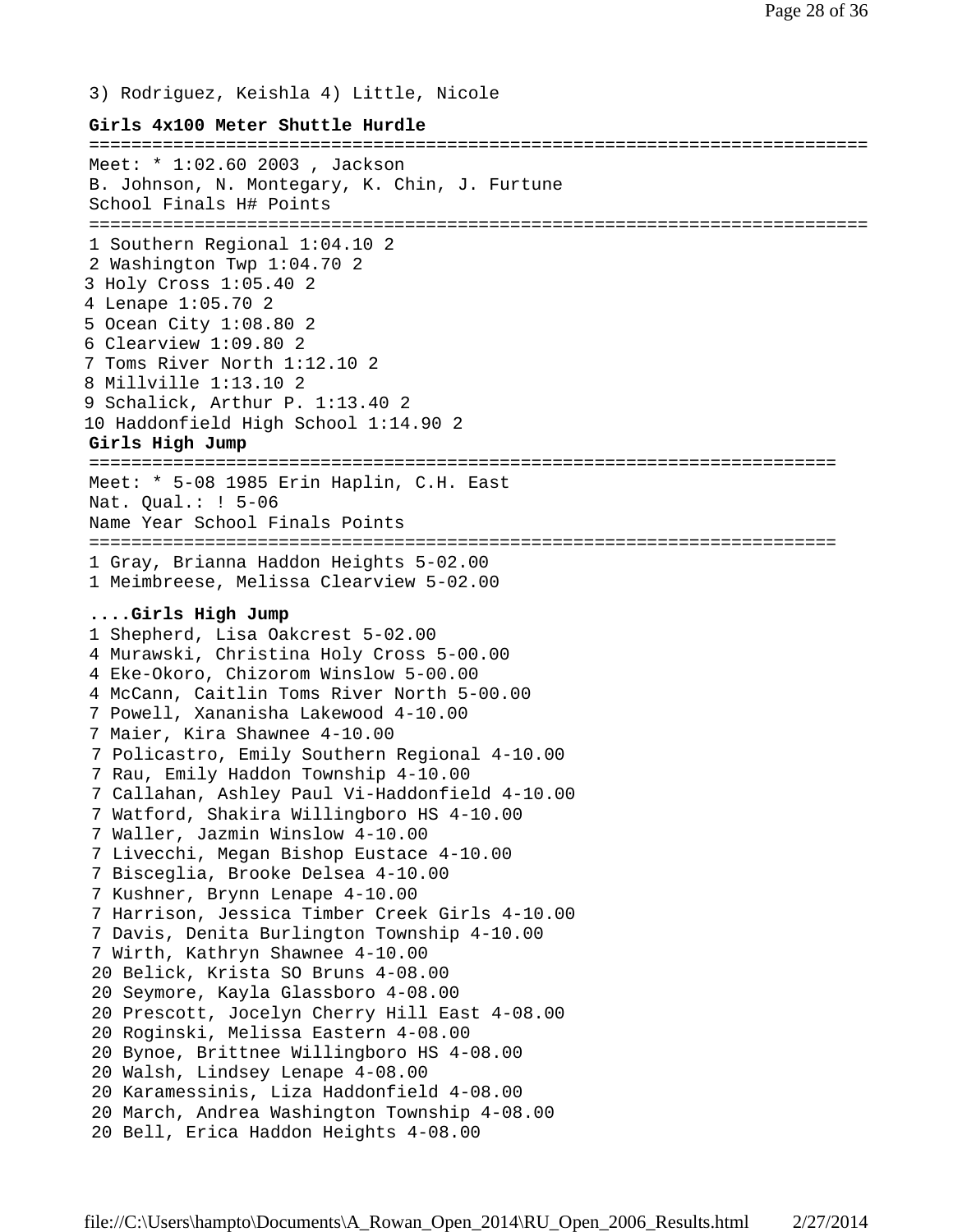3) Rodriguez, Keishla 4) Little, Nicole

**Girls 4x100 Meter Shuttle Hurdle**

```
==========================================================================
Meet: * 1:02.60 2003 , Jackson
B. Johnson, N. Montegary, K. Chin, J. Furtune
School Finals H# Points
==========================================================================
1 Southern Regional 1:04.10 2
2 Washington Twp 1:04.70 2
3 Holy Cross 1:05.40 2
4 Lenape 1:05.70 2
5 Ocean City 1:08.80 2
6 Clearview 1:09.80 2
7 Toms River North 1:12.10 2
8 Millville 1:13.10 2
9 Schalick, Arthur P. 1:13.40 2
10 Haddonfield High School 1:14.90 2
```

**Girls High Jump**

```
=======================================================================
Meet: * 5-08 1985 Erin Haplin, C.H. East
Nat. Qual.: ! 5-06
Name Year School Finals Points
=======================================================================
1 Gray, Brianna Haddon Heights 5-02.00
1 Meimbreese, Melissa Clearview 5-02.00
```

**....Girls High Jump**

```
1 Shepherd, Lisa Oakcrest 5-02.00
4 Murawski, Christina Holy Cross 5-00.00
4 Eke-Okoro, Chizorom Winslow 5-00.00
4 McCann, Caitlin Toms River North 5-00.00
7 Powell, Xananisha Lakewood 4-10.00
7 Maier, Kira Shawnee 4-10.00
7 Policastro, Emily Southern Regional 4-10.00
7 Rau, Emily Haddon Township 4-10.00
7 Callahan, Ashley Paul Vi-Haddonfield 4-10.00
7 Watford, Shakira Willingboro HS 4-10.00
7 Waller, Jazmin Winslow 4-10.00
7 Livecchi, Megan Bishop Eustace 4-10.00
7 Bisceglia, Brooke Delsea 4-10.00
7 Kushner, Brynn Lenape 4-10.00
7 Harrison, Jessica Timber Creek Girls 4-10.00
7 Davis, Denita Burlington Township 4-10.00
7 Wirth, Kathryn Shawnee 4-10.00
20 Belick, Krista SO Bruns 4-08.00
20 Seymore, Kayla Glassboro 4-08.00
20 Prescott, Jocelyn Cherry Hill East 4-08.00
20 Roginski, Melissa Eastern 4-08.00
20 Bynoe, Brittnee Willingboro HS 4-08.00
20 Walsh, Lindsey Lenape 4-08.00
20 Karamessinis, Liza Haddonfield 4-08.00
20 March, Andrea Washington Township 4-08.00
20 Bell, Erica Haddon Heights 4-08.00
```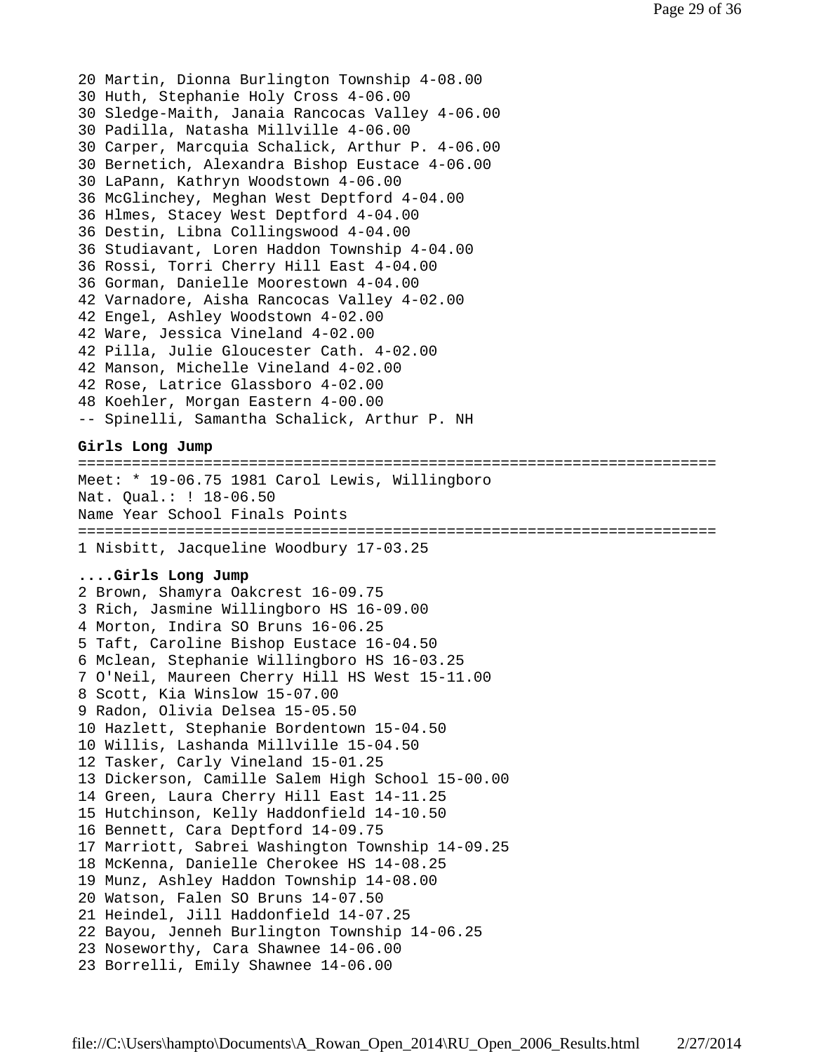20 Martin, Dionna Burlington Township 4-08.00
30 Huth, Stephanie Holy Cross 4-06.00
30 Sledge-Maith, Janaia Rancocas Valley 4-06.00
30 Padilla, Natasha Millville 4-06.00
30 Carper, Marcquia Schalick, Arthur P. 4-06.00
30 Bernetich, Alexandra Bishop Eustace 4-06.00
30 LaPann, Kathryn Woodstown 4-06.00
36 McGlinchey, Meghan West Deptford 4-04.00
36 Hlmes, Stacey West Deptford 4-04.00
36 Destin, Libna Collingswood 4-04.00
36 Studiavant, Loren Haddon Township 4-04.00
36 Rossi, Torri Cherry Hill East 4-04.00
36 Gorman, Danielle Moorestown 4-04.00
42 Varnadore, Aisha Rancocas Valley 4-02.00
42 Engel, Ashley Woodstown 4-02.00
42 Ware, Jessica Vineland 4-02.00
42 Pilla, Julie Gloucester Cath. 4-02.00
42 Manson, Michelle Vineland 4-02.00
42 Rose, Latrice Glassboro 4-02.00
48 Koehler, Morgan Eastern 4-00.00
-- Spinelli, Samantha Schalick, Arthur P. NH

**Girls Long Jump**

```
=======================================================================
Meet: * 19-06.75 1981 Carol Lewis, Willingboro
Nat. Qual.: ! 18-06.50
Name Year School Finals Points
=======================================================================
```

1 Nisbitt, Jacqueline Woodbury 17-03.25

**....Girls Long Jump**

2 Brown, Shamyra Oakcrest 16-09.75
3 Rich, Jasmine Willingboro HS 16-09.00
4 Morton, Indira SO Bruns 16-06.25
5 Taft, Caroline Bishop Eustace 16-04.50
6 Mclean, Stephanie Willingboro HS 16-03.25
7 O'Neil, Maureen Cherry Hill HS West 15-11.00
8 Scott, Kia Winslow 15-07.00
9 Radon, Olivia Delsea 15-05.50
10 Hazlett, Stephanie Bordentown 15-04.50
10 Willis, Lashanda Millville 15-04.50
12 Tasker, Carly Vineland 15-01.25
13 Dickerson, Camille Salem High School 15-00.00
14 Green, Laura Cherry Hill East 14-11.25
15 Hutchinson, Kelly Haddonfield 14-10.50
16 Bennett, Cara Deptford 14-09.75
17 Marriott, Sabrei Washington Township 14-09.25
18 McKenna, Danielle Cherokee HS 14-08.25
19 Munz, Ashley Haddon Township 14-08.00
20 Watson, Falen SO Bruns 14-07.50
21 Heindel, Jill Haddonfield 14-07.25
22 Bayou, Jenneh Burlington Township 14-06.25
23 Noseworthy, Cara Shawnee 14-06.00
23 Borrelli, Emily Shawnee 14-06.00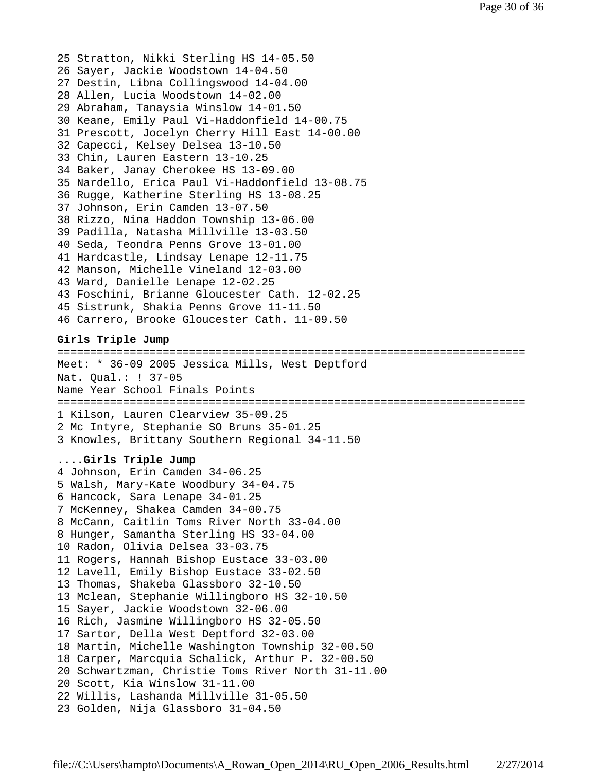25 Stratton, Nikki Sterling HS 14-05.50
26 Sayer, Jackie Woodstown 14-04.50
27 Destin, Libna Collingswood 14-04.00
28 Allen, Lucia Woodstown 14-02.00
29 Abraham, Tanaysia Winslow 14-01.50
30 Keane, Emily Paul Vi-Haddonfield 14-00.75
31 Prescott, Jocelyn Cherry Hill East 14-00.00
32 Capecci, Kelsey Delsea 13-10.50
33 Chin, Lauren Eastern 13-10.25
34 Baker, Janay Cherokee HS 13-09.00
35 Nardello, Erica Paul Vi-Haddonfield 13-08.75
36 Rugge, Katherine Sterling HS 13-08.25
37 Johnson, Erin Camden 13-07.50
38 Rizzo, Nina Haddon Township 13-06.00
39 Padilla, Natasha Millville 13-03.50
40 Seda, Teondra Penns Grove 13-01.00
41 Hardcastle, Lindsay Lenape 12-11.75
42 Manson, Michelle Vineland 12-03.00
43 Ward, Danielle Lenape 12-02.25
43 Foschini, Brianne Gloucester Cath. 12-02.25
45 Sistrunk, Shakia Penns Grove 11-11.50
46 Carrero, Brooke Gloucester Cath. 11-09.50

**Girls Triple Jump**

```
=======================================================================
Meet: * 36-09 2005 Jessica Mills, West Deptford
Nat. Qual.: ! 37-05
Name Year School Finals Points
=======================================================================
```

1 Kilson, Lauren Clearview 35-09.25
2 Mc Intyre, Stephanie SO Bruns 35-01.25
3 Knowles, Brittany Southern Regional 34-11.50

**....Girls Triple Jump**

4 Johnson, Erin Camden 34-06.25
5 Walsh, Mary-Kate Woodbury 34-04.75
6 Hancock, Sara Lenape 34-01.25
7 McKenney, Shakea Camden 34-00.75
8 McCann, Caitlin Toms River North 33-04.00
8 Hunger, Samantha Sterling HS 33-04.00
10 Radon, Olivia Delsea 33-03.75
11 Rogers, Hannah Bishop Eustace 33-03.00
12 Lavell, Emily Bishop Eustace 33-02.50
13 Thomas, Shakeba Glassboro 32-10.50
13 Mclean, Stephanie Willingboro HS 32-10.50
15 Sayer, Jackie Woodstown 32-06.00
16 Rich, Jasmine Willingboro HS 32-05.50
17 Sartor, Della West Deptford 32-03.00
18 Martin, Michelle Washington Township 32-00.50
18 Carper, Marcquia Schalick, Arthur P. 32-00.50
20 Schwartzman, Christie Toms River North 31-11.00
20 Scott, Kia Winslow 31-11.00
22 Willis, Lashanda Millville 31-05.50
23 Golden, Nija Glassboro 31-04.50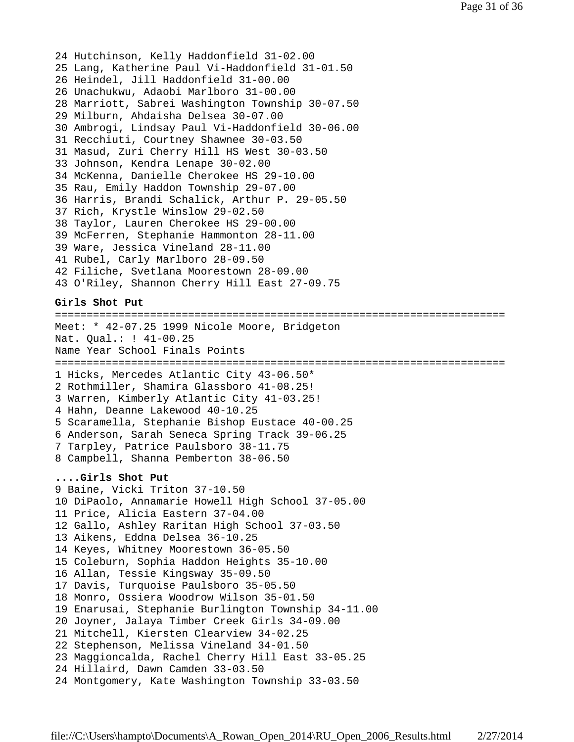24 Hutchinson, Kelly Haddonfield 31-02.00
25 Lang, Katherine Paul Vi-Haddonfield 31-01.50
26 Heindel, Jill Haddonfield 31-00.00
26 Unachukwu, Adaobi Marlboro 31-00.00
28 Marriott, Sabrei Washington Township 30-07.50
29 Milburn, Ahdaisha Delsea 30-07.00
30 Ambrogi, Lindsay Paul Vi-Haddonfield 30-06.00
31 Recchiuti, Courtney Shawnee 30-03.50
31 Masud, Zuri Cherry Hill HS West 30-03.50
33 Johnson, Kendra Lenape 30-02.00
34 McKenna, Danielle Cherokee HS 29-10.00
35 Rau, Emily Haddon Township 29-07.00
36 Harris, Brandi Schalick, Arthur P. 29-05.50
37 Rich, Krystle Winslow 29-02.50
38 Taylor, Lauren Cherokee HS 29-00.00
39 McFerren, Stephanie Hammonton 28-11.00
39 Ware, Jessica Vineland 28-11.00
41 Rubel, Carly Marlboro 28-09.50
42 Filiche, Svetlana Moorestown 28-09.00
43 O'Riley, Shannon Cherry Hill East 27-09.75

**Girls Shot Put**

```
=======================================================================
Meet: * 42-07.25 1999 Nicole Moore, Bridgeton
Nat. Qual.: ! 41-00.25
Name Year School Finals Points
=======================================================================
```

1 Hicks, Mercedes Atlantic City 43-06.50*
2 Rothmiller, Shamira Glassboro 41-08.25!
3 Warren, Kimberly Atlantic City 41-03.25!
4 Hahn, Deanne Lakewood 40-10.25
5 Scaramella, Stephanie Bishop Eustace 40-00.25
6 Anderson, Sarah Seneca Spring Track 39-06.25
7 Tarpley, Patrice Paulsboro 38-11.75
8 Campbell, Shanna Pemberton 38-06.50

**....Girls Shot Put**

9 Baine, Vicki Triton 37-10.50
10 DiPaolo, Annamarie Howell High School 37-05.00
11 Price, Alicia Eastern 37-04.00
12 Gallo, Ashley Raritan High School 37-03.50
13 Aikens, Eddna Delsea 36-10.25
14 Keyes, Whitney Moorestown 36-05.50
15 Coleburn, Sophia Haddon Heights 35-10.00
16 Allan, Tessie Kingsway 35-09.50
17 Davis, Turquoise Paulsboro 35-05.50
18 Monro, Ossiera Woodrow Wilson 35-01.50
19 Enarusai, Stephanie Burlington Township 34-11.00
20 Joyner, Jalaya Timber Creek Girls 34-09.00
21 Mitchell, Kiersten Clearview 34-02.25
22 Stephenson, Melissa Vineland 34-01.50
23 Maggioncalda, Rachel Cherry Hill East 33-05.25
24 Hillaird, Dawn Camden 33-03.50
24 Montgomery, Kate Washington Township 33-03.50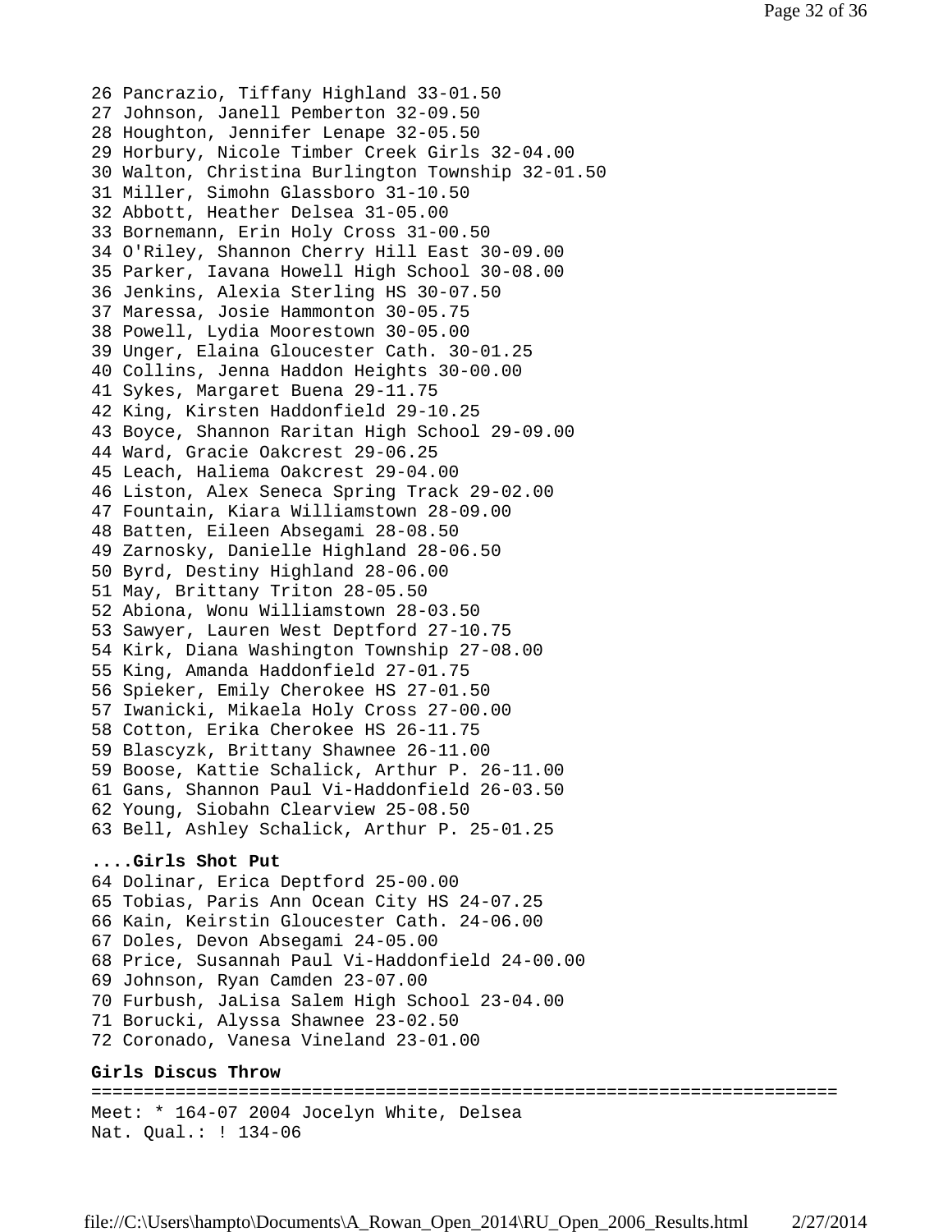26 Pancrazio, Tiffany Highland 33-01.50
27 Johnson, Janell Pemberton 32-09.50
28 Houghton, Jennifer Lenape 32-05.50
29 Horbury, Nicole Timber Creek Girls 32-04.00
30 Walton, Christina Burlington Township 32-01.50
31 Miller, Simohn Glassboro 31-10.50
32 Abbott, Heather Delsea 31-05.00
33 Bornemann, Erin Holy Cross 31-00.50
34 O'Riley, Shannon Cherry Hill East 30-09.00
35 Parker, Iavana Howell High School 30-08.00
36 Jenkins, Alexia Sterling HS 30-07.50
37 Maressa, Josie Hammonton 30-05.75
38 Powell, Lydia Moorestown 30-05.00
39 Unger, Elaina Gloucester Cath. 30-01.25
40 Collins, Jenna Haddon Heights 30-00.00
41 Sykes, Margaret Buena 29-11.75
42 King, Kirsten Haddonfield 29-10.25
43 Boyce, Shannon Raritan High School 29-09.00
44 Ward, Gracie Oakcrest 29-06.25
45 Leach, Haliema Oakcrest 29-04.00
46 Liston, Alex Seneca Spring Track 29-02.00
47 Fountain, Kiara Williamstown 28-09.00
48 Batten, Eileen Absegami 28-08.50
49 Zarnosky, Danielle Highland 28-06.50
50 Byrd, Destiny Highland 28-06.00
51 May, Brittany Triton 28-05.50
52 Abiona, Wonu Williamstown 28-03.50
53 Sawyer, Lauren West Deptford 27-10.75
54 Kirk, Diana Washington Township 27-08.00
55 King, Amanda Haddonfield 27-01.75
56 Spieker, Emily Cherokee HS 27-01.50
57 Iwanicki, Mikaela Holy Cross 27-00.00
58 Cotton, Erika Cherokee HS 26-11.75
59 Blascyzk, Brittany Shawnee 26-11.00
59 Boose, Kattie Schalick, Arthur P. 26-11.00
61 Gans, Shannon Paul Vi-Haddonfield 26-03.50
62 Young, Siobahn Clearview 25-08.50
63 Bell, Ashley Schalick, Arthur P. 25-01.25

**....Girls Shot Put**

64 Dolinar, Erica Deptford 25-00.00
65 Tobias, Paris Ann Ocean City HS 24-07.25
66 Kain, Keirstin Gloucester Cath. 24-06.00
67 Doles, Devon Absegami 24-05.00
68 Price, Susannah Paul Vi-Haddonfield 24-00.00
69 Johnson, Ryan Camden 23-07.00
70 Furbush, JaLisa Salem High School 23-04.00
71 Borucki, Alyssa Shawnee 23-02.50
72 Coronado, Vanesa Vineland 23-01.00

**Girls Discus Throw**

=======================================================================

Meet: * 164-07 2004 Jocelyn White, Delsea
Nat. Qual.: ! 134-06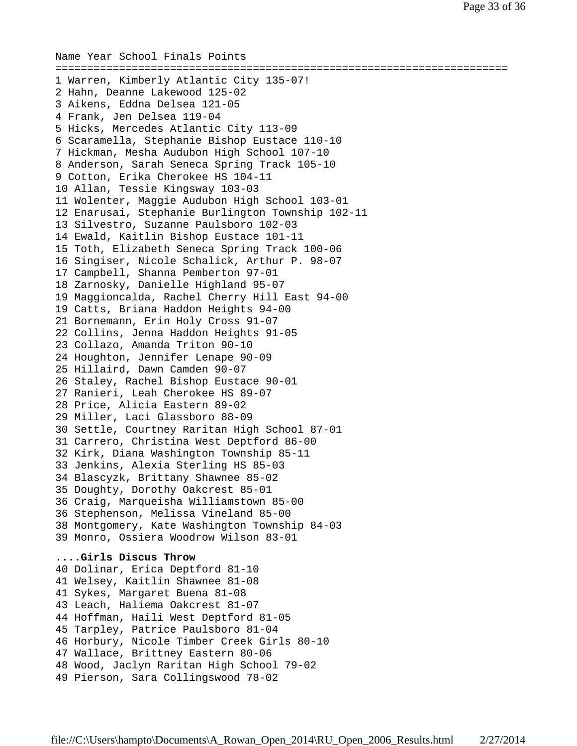```
Name Year School Finals Points
=====================================================================
1 Warren, Kimberly Atlantic City 135-07!
2 Hahn, Deanne Lakewood 125-02
3 Aikens, Eddna Delsea 121-05
4 Frank, Jen Delsea 119-04
5 Hicks, Mercedes Atlantic City 113-09
6 Scaramella, Stephanie Bishop Eustace 110-10
7 Hickman, Mesha Audubon High School 107-10
8 Anderson, Sarah Seneca Spring Track 105-10
9 Cotton, Erika Cherokee HS 104-11
10 Allan, Tessie Kingsway 103-03
11 Wolenter, Maggie Audubon High School 103-01
12 Enarusai, Stephanie Burlington Township 102-11
13 Silvestro, Suzanne Paulsboro 102-03
14 Ewald, Kaitlin Bishop Eustace 101-11
15 Toth, Elizabeth Seneca Spring Track 100-06
16 Singiser, Nicole Schalick, Arthur P. 98-07
17 Campbell, Shanna Pemberton 97-01
18 Zarnosky, Danielle Highland 95-07
19 Maggioncalda, Rachel Cherry Hill East 94-00
19 Catts, Briana Haddon Heights 94-00
21 Bornemann, Erin Holy Cross 91-07
22 Collins, Jenna Haddon Heights 91-05
23 Collazo, Amanda Triton 90-10
24 Houghton, Jennifer Lenape 90-09
25 Hillaird, Dawn Camden 90-07
26 Staley, Rachel Bishop Eustace 90-01
27 Ranieri, Leah Cherokee HS 89-07
28 Price, Alicia Eastern 89-02
29 Miller, Laci Glassboro 88-09
30 Settle, Courtney Raritan High School 87-01
31 Carrero, Christina West Deptford 86-00
32 Kirk, Diana Washington Township 85-11
33 Jenkins, Alexia Sterling HS 85-03
34 Blascyzk, Brittany Shawnee 85-02
35 Doughty, Dorothy Oakcrest 85-01
36 Craig, Marqueisha Williamstown 85-00
36 Stephenson, Melissa Vineland 85-00
38 Montgomery, Kate Washington Township 84-03
39 Monro, Ossiera Woodrow Wilson 83-01
```

**....Girls Discus Throw**

```
40 Dolinar, Erica Deptford 81-10
41 Welsey, Kaitlin Shawnee 81-08
41 Sykes, Margaret Buena 81-08
43 Leach, Haliema Oakcrest 81-07
44 Hoffman, Haili West Deptford 81-05
45 Tarpley, Patrice Paulsboro 81-04
46 Horbury, Nicole Timber Creek Girls 80-10
47 Wallace, Brittney Eastern 80-06
48 Wood, Jaclyn Raritan High School 79-02
49 Pierson, Sara Collingswood 78-02
```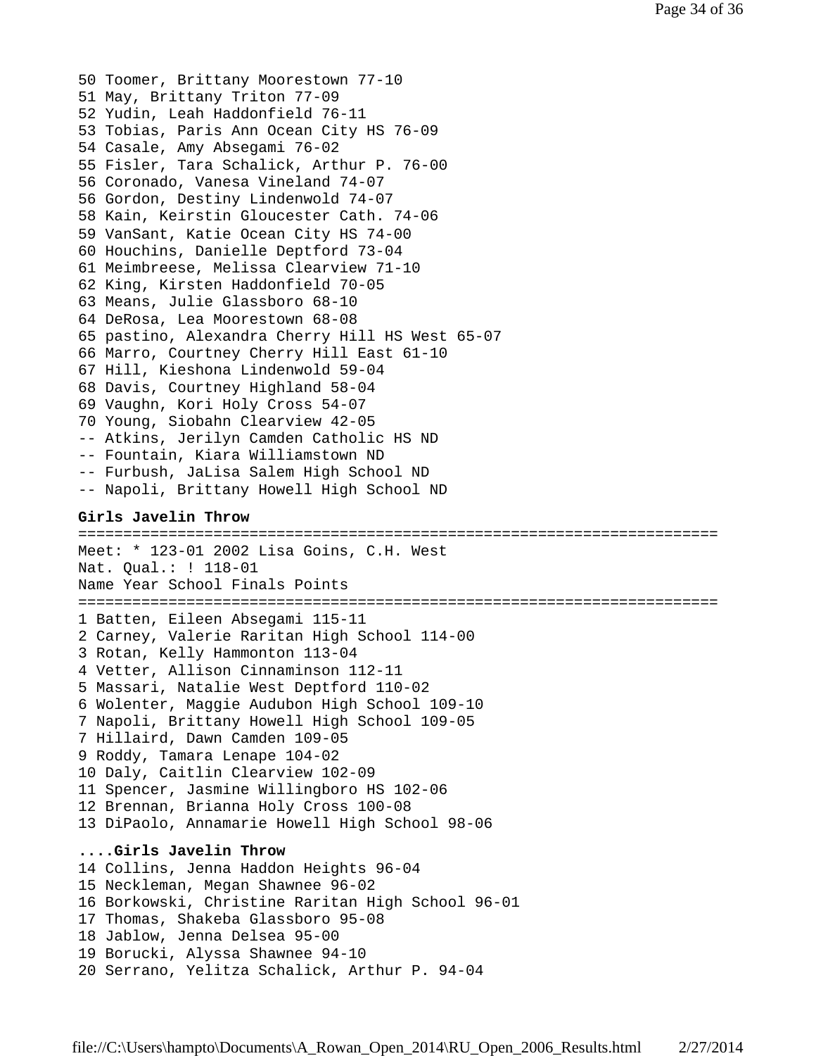50 Toomer, Brittany Moorestown 77-10
51 May, Brittany Triton 77-09
52 Yudin, Leah Haddonfield 76-11
53 Tobias, Paris Ann Ocean City HS 76-09
54 Casale, Amy Absegami 76-02
55 Fisler, Tara Schalick, Arthur P. 76-00
56 Coronado, Vanesa Vineland 74-07
56 Gordon, Destiny Lindenwold 74-07
58 Kain, Keirstin Gloucester Cath. 74-06
59 VanSant, Katie Ocean City HS 74-00
60 Houchins, Danielle Deptford 73-04
61 Meimbreese, Melissa Clearview 71-10
62 King, Kirsten Haddonfield 70-05
63 Means, Julie Glassboro 68-10
64 DeRosa, Lea Moorestown 68-08
65 pastino, Alexandra Cherry Hill HS West 65-07
66 Marro, Courtney Cherry Hill East 61-10
67 Hill, Kieshona Lindenwold 59-04
68 Davis, Courtney Highland 58-04
69 Vaughn, Kori Holy Cross 54-07
70 Young, Siobahn Clearview 42-05
-- Atkins, Jerilyn Camden Catholic HS ND
-- Fountain, Kiara Williamstown ND
-- Furbush, JaLisa Salem High School ND
-- Napoli, Brittany Howell High School ND

**Girls Javelin Throw**

```
=======================================================================
Meet: * 123-01 2002 Lisa Goins, C.H. West
Nat. Qual.: ! 118-01
Name Year School Finals Points
=======================================================================
```

1 Batten, Eileen Absegami 115-11
2 Carney, Valerie Raritan High School 114-00
3 Rotan, Kelly Hammonton 113-04
4 Vetter, Allison Cinnaminson 112-11
5 Massari, Natalie West Deptford 110-02
6 Wolenter, Maggie Audubon High School 109-10
7 Napoli, Brittany Howell High School 109-05
7 Hillaird, Dawn Camden 109-05
9 Roddy, Tamara Lenape 104-02
10 Daly, Caitlin Clearview 102-09
11 Spencer, Jasmine Willingboro HS 102-06
12 Brennan, Brianna Holy Cross 100-08
13 DiPaolo, Annamarie Howell High School 98-06

**....Girls Javelin Throw**

14 Collins, Jenna Haddon Heights 96-04
15 Neckleman, Megan Shawnee 96-02
16 Borkowski, Christine Raritan High School 96-01
17 Thomas, Shakeba Glassboro 95-08
18 Jablow, Jenna Delsea 95-00
19 Borucki, Alyssa Shawnee 94-10
20 Serrano, Yelitza Schalick, Arthur P. 94-04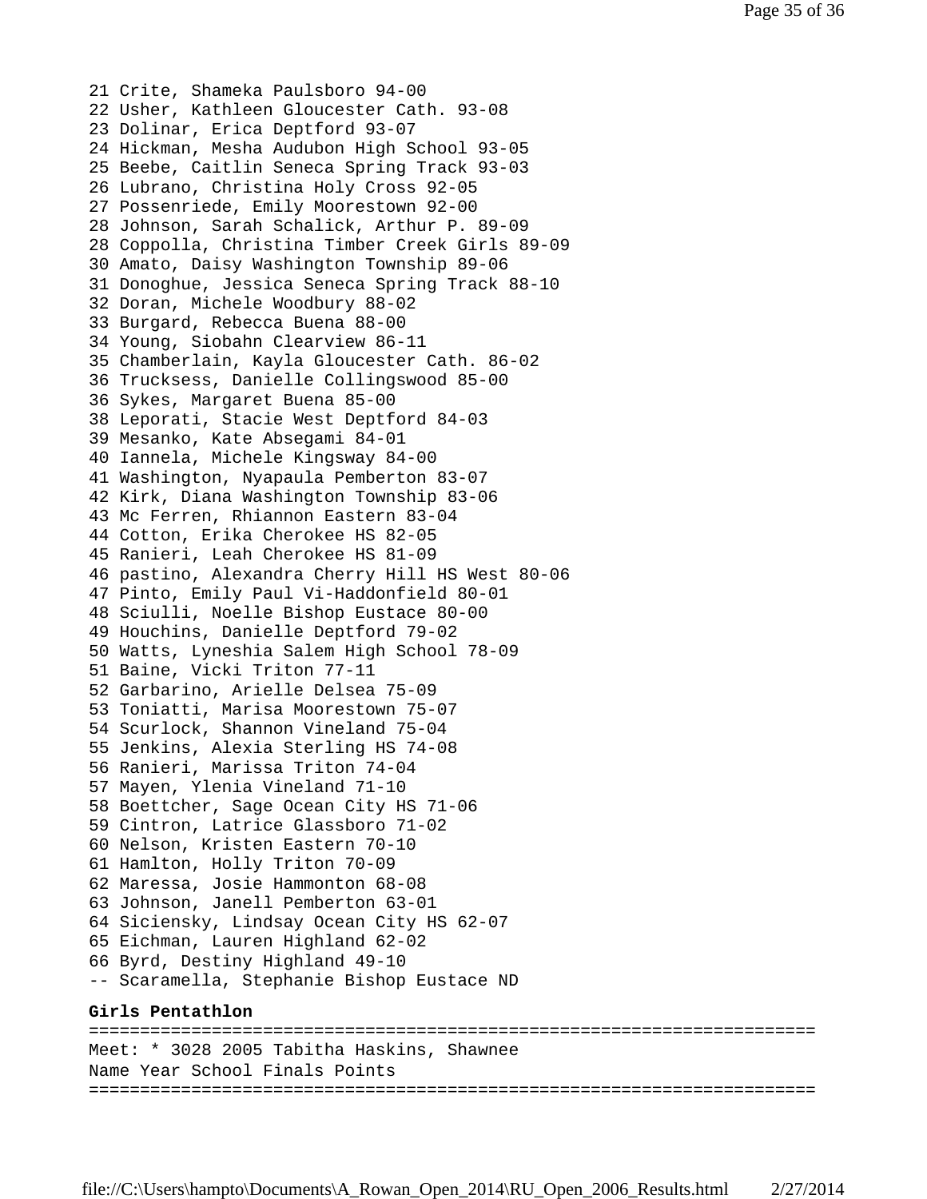```
21 Crite, Shameka Paulsboro 94-00
22 Usher, Kathleen Gloucester Cath. 93-08
23 Dolinar, Erica Deptford 93-07
24 Hickman, Mesha Audubon High School 93-05
25 Beebe, Caitlin Seneca Spring Track 93-03
26 Lubrano, Christina Holy Cross 92-05
27 Possenriede, Emily Moorestown 92-00
28 Johnson, Sarah Schalick, Arthur P. 89-09
28 Coppolla, Christina Timber Creek Girls 89-09
30 Amato, Daisy Washington Township 89-06
31 Donoghue, Jessica Seneca Spring Track 88-10
32 Doran, Michele Woodbury 88-02
33 Burgard, Rebecca Buena 88-00
34 Young, Siobahn Clearview 86-11
35 Chamberlain, Kayla Gloucester Cath. 86-02
36 Trucksess, Danielle Collingswood 85-00
36 Sykes, Margaret Buena 85-00
38 Leporati, Stacie West Deptford 84-03
39 Mesanko, Kate Absegami 84-01
40 Iannela, Michele Kingsway 84-00
41 Washington, Nyapaula Pemberton 83-07
42 Kirk, Diana Washington Township 83-06
43 Mc Ferren, Rhiannon Eastern 83-04
44 Cotton, Erika Cherokee HS 82-05
45 Ranieri, Leah Cherokee HS 81-09
46 pastino, Alexandra Cherry Hill HS West 80-06
47 Pinto, Emily Paul Vi-Haddonfield 80-01
48 Sciulli, Noelle Bishop Eustace 80-00
49 Houchins, Danielle Deptford 79-02
50 Watts, Lyneshia Salem High School 78-09
51 Baine, Vicki Triton 77-11
52 Garbarino, Arielle Delsea 75-09
53 Toniatti, Marisa Moorestown 75-07
54 Scurlock, Shannon Vineland 75-04
55 Jenkins, Alexia Sterling HS 74-08
56 Ranieri, Marissa Triton 74-04
57 Mayen, Ylenia Vineland 71-10
58 Boettcher, Sage Ocean City HS 71-06
59 Cintron, Latrice Glassboro 71-02
60 Nelson, Kristen Eastern 70-10
61 Hamlton, Holly Triton 70-09
62 Maressa, Josie Hammonton 68-08
63 Johnson, Janell Pemberton 63-01
64 Siciensky, Lindsay Ocean City HS 62-07
65 Eichman, Lauren Highland 62-02
66 Byrd, Destiny Highland 49-10
-- Scaramella, Stephanie Bishop Eustace ND
```

**Girls Pentathlon**

```
=======================================================================
Meet: * 3028 2005 Tabitha Haskins, Shawnee
Name Year School Finals Points
=======================================================================
```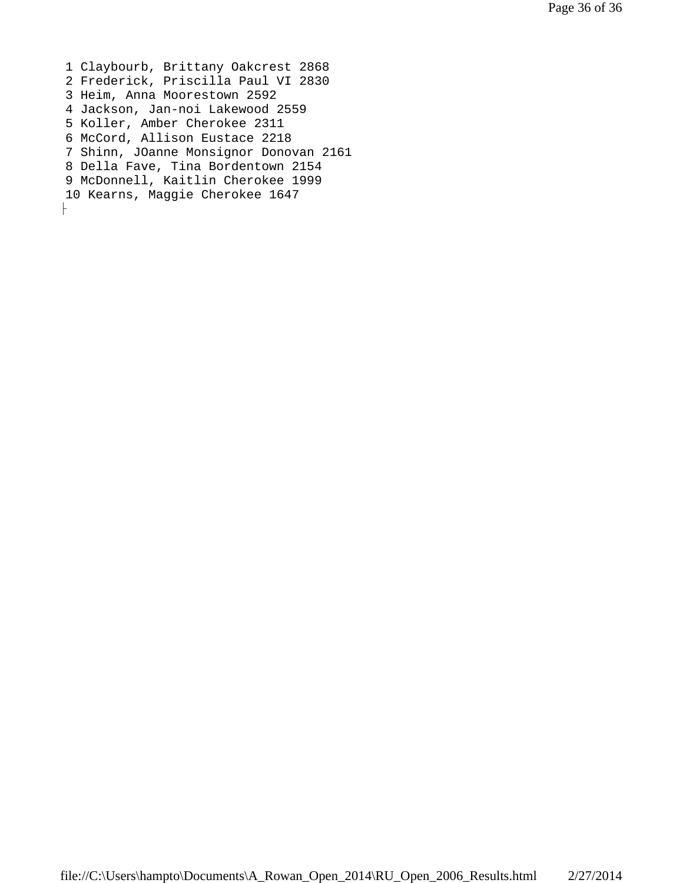```
 1 Claybourb, Brittany Oakcrest 2868
 2 Frederick, Priscilla Paul VI 2830
 3 Heim, Anna Moorestown 2592
 4 Jackson, Jan-noi Lakewood 2559
 5 Koller, Amber Cherokee 2311
 6 McCord, Allison Eustace 2218
 7 Shinn, JOanne Monsignor Donovan 2161
 8 Della Fave, Tina Bordentown 2154
 9 McDonnell, Kaitlin Cherokee 1999
10 Kearns, Maggie Cherokee 1647
```